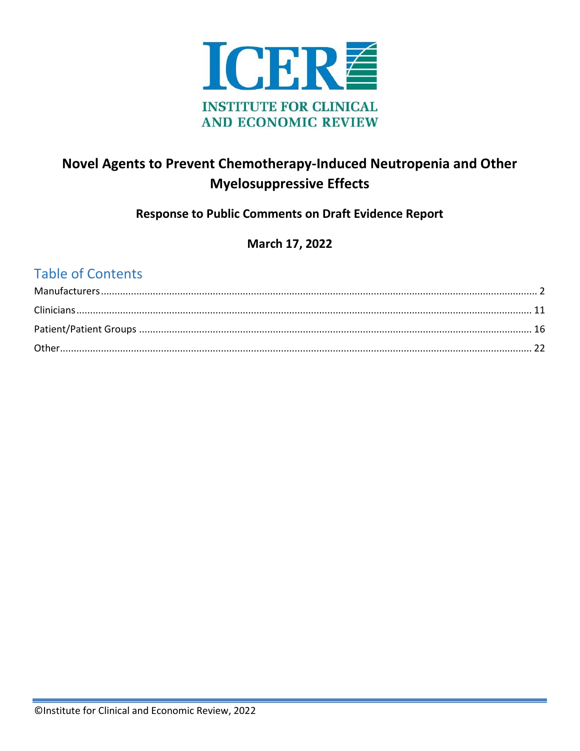ICER

INSTITUTE FOR CLINICAL AND ECONOMIC REVIEW

# Novel Agents to Prevent Chemotherapy-Induced Neutropenia and Other Myelosuppressive Effects

## Response to Public Comments on Draft Evidence Report

**March 17, 2022**

## Table of Contents

Manufacturers ........ 2

Clinicians ........ 11

Patient/Patient Groups ........ 16

Other ........ 22

©Institute for Clinical and Economic Review, 2022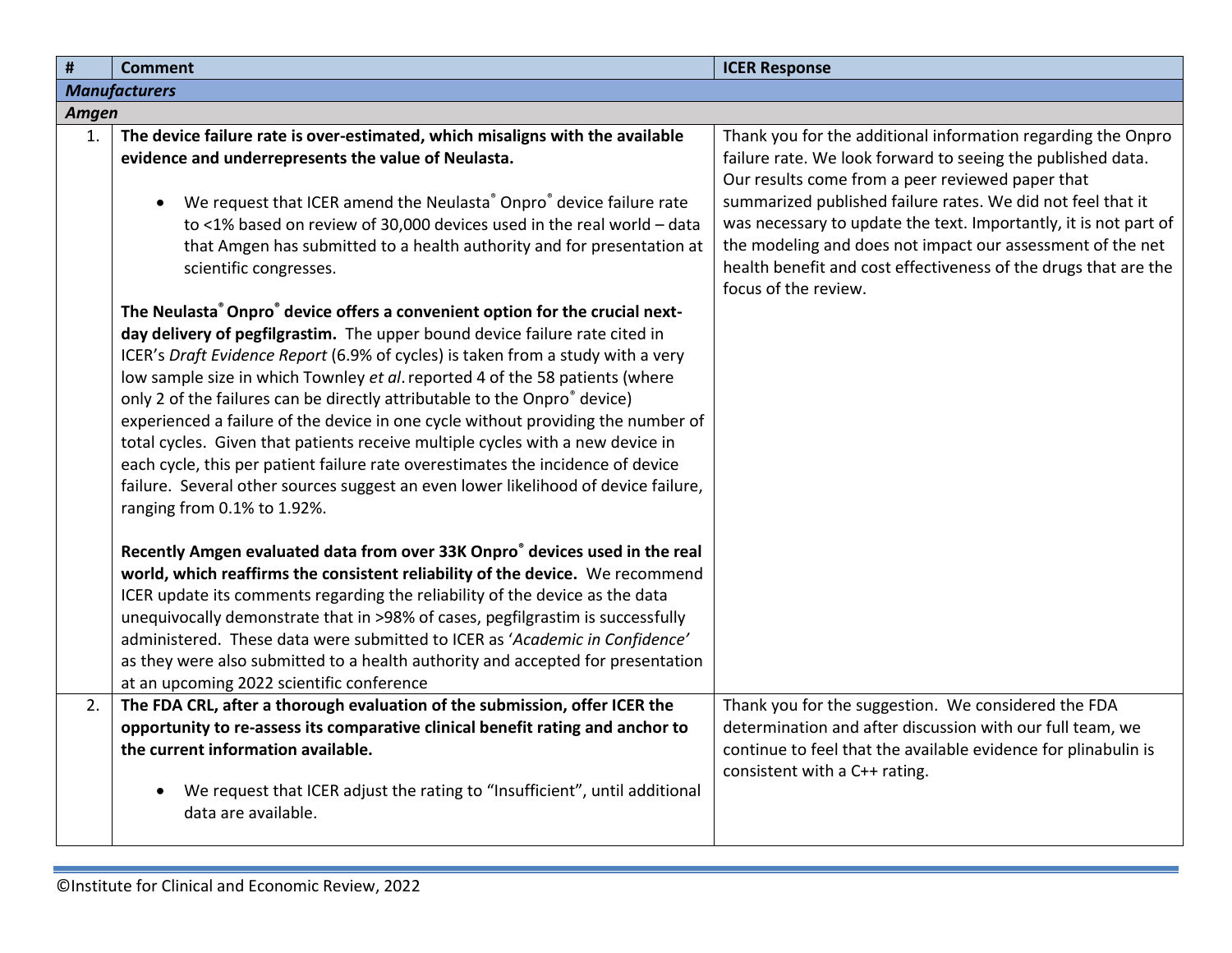| # | Comment | ICER Response |
|---|---|---|
| ***Manufacturers*** | | |
| ***Amgen*** | | |
| 1. | **The device failure rate is over-estimated, which misaligns with the available evidence and underrepresents the value of Neulasta.**<br><br>• We request that ICER amend the Neulasta® Onpro® device failure rate to <1% based on review of 30,000 devices used in the real world – data that Amgen has submitted to a health authority and for presentation at scientific congresses.<br><br>**The Neulasta® Onpro® device offers a convenient option for the crucial next-day delivery of pegfilgrastim.** The upper bound device failure rate cited in ICER's *Draft Evidence Report* (6.9% of cycles) is taken from a study with a very low sample size in which Townley *et al*. reported 4 of the 58 patients (where only 2 of the failures can be directly attributable to the Onpro® device) experienced a failure of the device in one cycle without providing the number of total cycles. Given that patients receive multiple cycles with a new device in each cycle, this per patient failure rate overestimates the incidence of device failure. Several other sources suggest an even lower likelihood of device failure, ranging from 0.1% to 1.92%.<br><br>**Recently Amgen evaluated data from over 33K Onpro® devices used in the real world, which reaffirms the consistent reliability of the device.** We recommend ICER update its comments regarding the reliability of the device as the data unequivocally demonstrate that in >98% of cases, pegfilgrastim is successfully administered. These data were submitted to ICER as '*Academic in Confidence'* as they were also submitted to a health authority and accepted for presentation at an upcoming 2022 scientific conference | Thank you for the additional information regarding the Onpro failure rate. We look forward to seeing the published data. Our results come from a peer reviewed paper that summarized published failure rates. We did not feel that it was necessary to update the text. Importantly, it is not part of the modeling and does not impact our assessment of the net health benefit and cost effectiveness of the drugs that are the focus of the review. |
| 2. | **The FDA CRL, after a thorough evaluation of the submission, offer ICER the opportunity to re-assess its comparative clinical benefit rating and anchor to the current information available.**<br><br>• We request that ICER adjust the rating to "Insufficient", until additional data are available. | Thank you for the suggestion. We considered the FDA determination and after discussion with our full team, we continue to feel that the available evidence for plinabulin is consistent with a C++ rating. |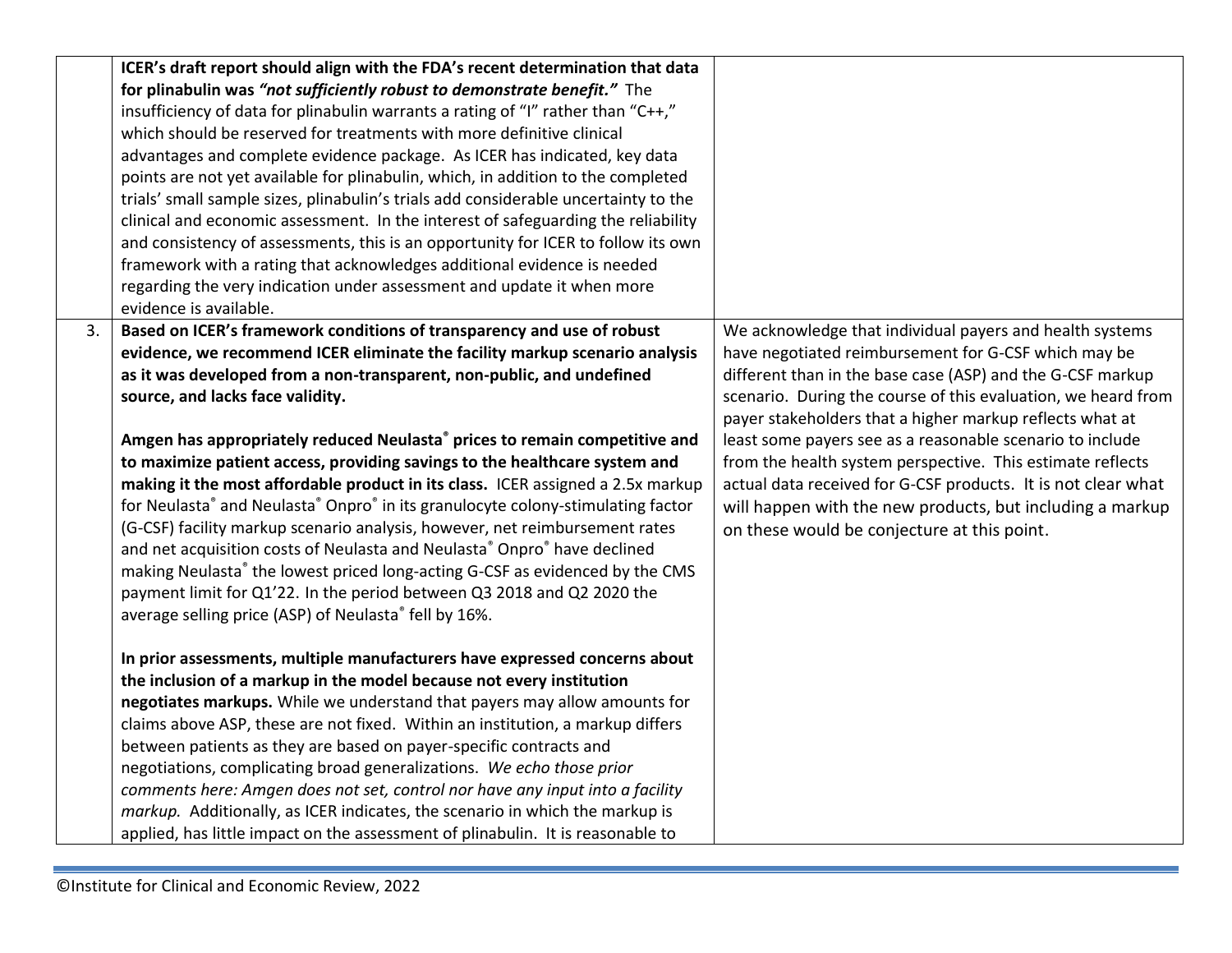| | | |
|---|---|---|
| | **ICER's draft report should align with the FDA's recent determination that data for plinabulin was *"not sufficiently robust to demonstrate benefit."*** The insufficiency of data for plinabulin warrants a rating of "I" rather than "C++," which should be reserved for treatments with more definitive clinical advantages and complete evidence package. As ICER has indicated, key data points are not yet available for plinabulin, which, in addition to the completed trials' small sample sizes, plinabulin's trials add considerable uncertainty to the clinical and economic assessment. In the interest of safeguarding the reliability and consistency of assessments, this is an opportunity for ICER to follow its own framework with a rating that acknowledges additional evidence is needed regarding the very indication under assessment and update it when more evidence is available. | |
| 3. | **Based on ICER's framework conditions of transparency and use of robust evidence, we recommend ICER eliminate the facility markup scenario analysis as it was developed from a non-transparent, non-public, and undefined source, and lacks face validity.**<br><br>**Amgen has appropriately reduced Neulasta® prices to remain competitive and to maximize patient access, providing savings to the healthcare system and making it the most affordable product in its class.** ICER assigned a 2.5x markup for Neulasta® and Neulasta® Onpro® in its granulocyte colony-stimulating factor (G-CSF) facility markup scenario analysis, however, net reimbursement rates and net acquisition costs of Neulasta and Neulasta® Onpro® have declined making Neulasta® the lowest priced long-acting G-CSF as evidenced by the CMS payment limit for Q1'22. In the period between Q3 2018 and Q2 2020 the average selling price (ASP) of Neulasta® fell by 16%.<br><br>**In prior assessments, multiple manufacturers have expressed concerns about the inclusion of a markup in the model because not every institution negotiates markups.** While we understand that payers may allow amounts for claims above ASP, these are not fixed. Within an institution, a markup differs between patients as they are based on payer-specific contracts and negotiations, complicating broad generalizations. *We echo those prior comments here: Amgen does not set, control nor have any input into a facility markup.* Additionally, as ICER indicates, the scenario in which the markup is applied, has little impact on the assessment of plinabulin. It is reasonable to | We acknowledge that individual payers and health systems have negotiated reimbursement for G-CSF which may be different than in the base case (ASP) and the G-CSF markup scenario. During the course of this evaluation, we heard from payer stakeholders that a higher markup reflects what at least some payers see as a reasonable scenario to include from the health system perspective. This estimate reflects actual data received for G-CSF products. It is not clear what will happen with the new products, but including a markup on these would be conjecture at this point. |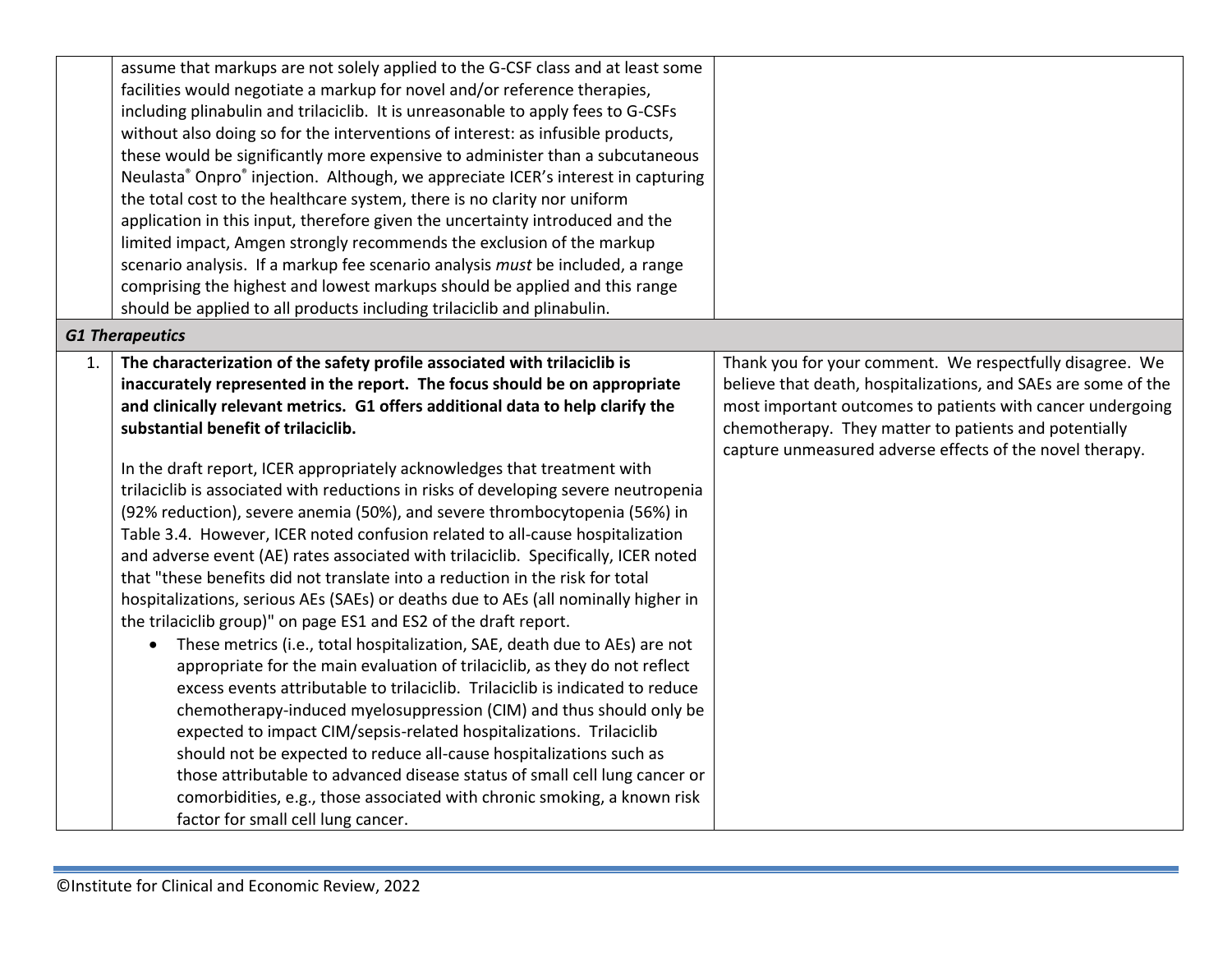| | | |
|---|---|---|
| | assume that markups are not solely applied to the G-CSF class and at least some facilities would negotiate a markup for novel and/or reference therapies, including plinabulin and trilaciclib. It is unreasonable to apply fees to G-CSFs without also doing so for the interventions of interest: as infusible products, these would be significantly more expensive to administer than a subcutaneous Neulasta® Onpro® injection. Although, we appreciate ICER's interest in capturing the total cost to the healthcare system, there is no clarity nor uniform application in this input, therefore given the uncertainty introduced and the limited impact, Amgen strongly recommends the exclusion of the markup scenario analysis. If a markup fee scenario analysis *must* be included, a range comprising the highest and lowest markups should be applied and this range should be applied to all products including trilaciclib and plinabulin. | |
| ***G1 Therapeutics*** | | |
| 1. | **The characterization of the safety profile associated with trilaciclib is inaccurately represented in the report. The focus should be on appropriate and clinically relevant metrics. G1 offers additional data to help clarify the substantial benefit of trilaciclib.**<br><br>In the draft report, ICER appropriately acknowledges that treatment with trilaciclib is associated with reductions in risks of developing severe neutropenia (92% reduction), severe anemia (50%), and severe thrombocytopenia (56%) in Table 3.4. However, ICER noted confusion related to all-cause hospitalization and adverse event (AE) rates associated with trilaciclib. Specifically, ICER noted that "these benefits did not translate into a reduction in the risk for total hospitalizations, serious AEs (SAEs) or deaths due to AEs (all nominally higher in the trilaciclib group)" on page ES1 and ES2 of the draft report.<br><br>• These metrics (i.e., total hospitalization, SAE, death due to AEs) are not appropriate for the main evaluation of trilaciclib, as they do not reflect excess events attributable to trilaciclib. Trilaciclib is indicated to reduce chemotherapy-induced myelosuppression (CIM) and thus should only be expected to impact CIM/sepsis-related hospitalizations. Trilaciclib should not be expected to reduce all-cause hospitalizations such as those attributable to advanced disease status of small cell lung cancer or comorbidities, e.g., those associated with chronic smoking, a known risk factor for small cell lung cancer. | Thank you for your comment. We respectfully disagree. We believe that death, hospitalizations, and SAEs are some of the most important outcomes to patients with cancer undergoing chemotherapy. They matter to patients and potentially capture unmeasured adverse effects of the novel therapy. |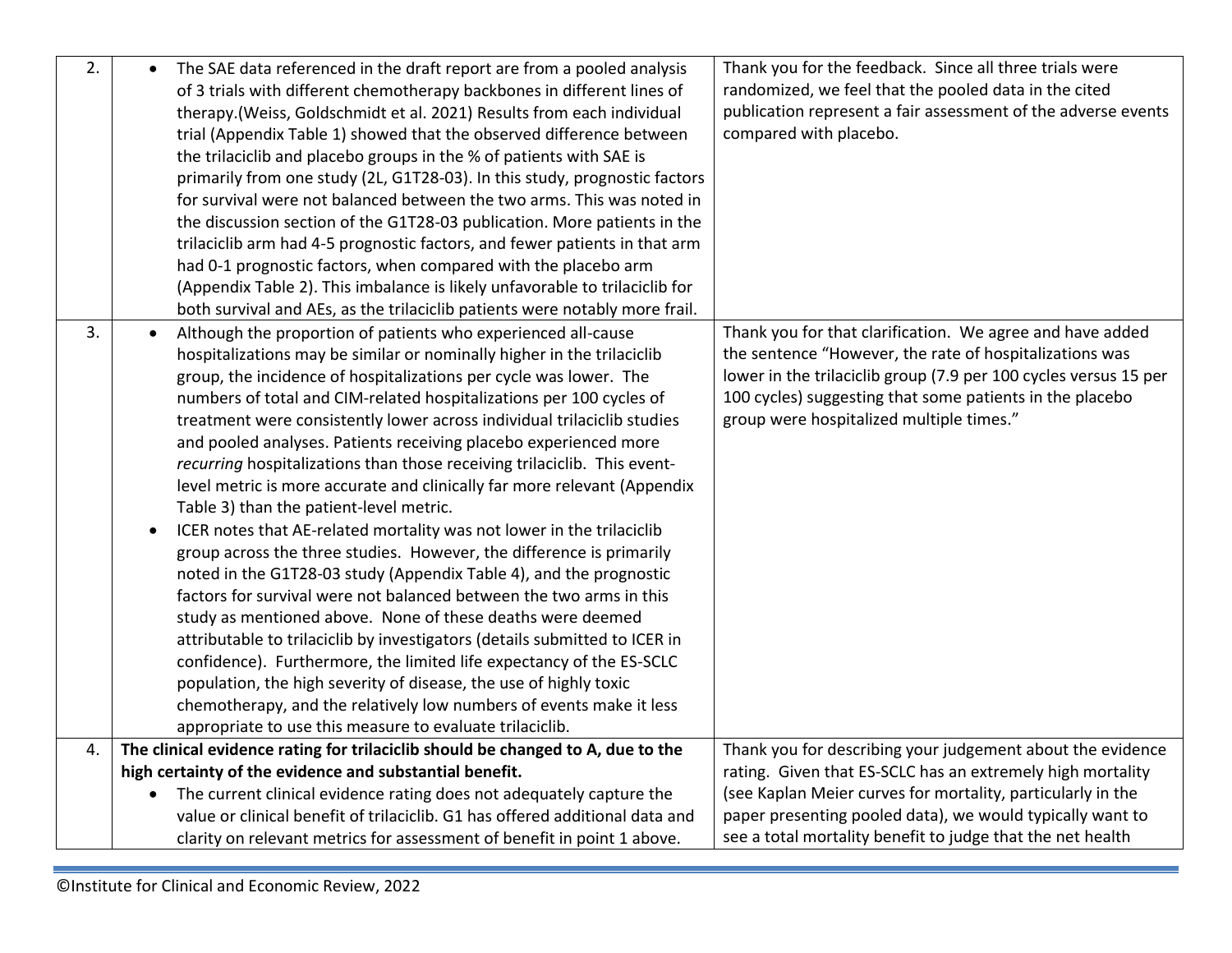| | | |
|---|---|---|
| 2. | • The SAE data referenced in the draft report are from a pooled analysis of 3 trials with different chemotherapy backbones in different lines of therapy.(Weiss, Goldschmidt et al. 2021) Results from each individual trial (Appendix Table 1) showed that the observed difference between the trilaciclib and placebo groups in the % of patients with SAE is primarily from one study (2L, G1T28-03). In this study, prognostic factors for survival were not balanced between the two arms. This was noted in the discussion section of the G1T28-03 publication. More patients in the trilaciclib arm had 4-5 prognostic factors, and fewer patients in that arm had 0-1 prognostic factors, when compared with the placebo arm (Appendix Table 2). This imbalance is likely unfavorable to trilaciclib for both survival and AEs, as the trilaciclib patients were notably more frail. | Thank you for the feedback. Since all three trials were randomized, we feel that the pooled data in the cited publication represent a fair assessment of the adverse events compared with placebo. |
| 3. | • Although the proportion of patients who experienced all-cause hospitalizations may be similar or nominally higher in the trilaciclib group, the incidence of hospitalizations per cycle was lower. The numbers of total and CIM-related hospitalizations per 100 cycles of treatment were consistently lower across individual trilaciclib studies and pooled analyses. Patients receiving placebo experienced more *recurring* hospitalizations than those receiving trilaciclib. This event-level metric is more accurate and clinically far more relevant (Appendix Table 3) than the patient-level metric.<br>• ICER notes that AE-related mortality was not lower in the trilaciclib group across the three studies. However, the difference is primarily noted in the G1T28-03 study (Appendix Table 4), and the prognostic factors for survival were not balanced between the two arms in this study as mentioned above. None of these deaths were deemed attributable to trilaciclib by investigators (details submitted to ICER in confidence). Furthermore, the limited life expectancy of the ES-SCLC population, the high severity of disease, the use of highly toxic chemotherapy, and the relatively low numbers of events make it less appropriate to use this measure to evaluate trilaciclib. | Thank you for that clarification. We agree and have added the sentence "However, the rate of hospitalizations was lower in the trilaciclib group (7.9 per 100 cycles versus 15 per 100 cycles) suggesting that some patients in the placebo group were hospitalized multiple times." |
| 4. | **The clinical evidence rating for trilaciclib should be changed to A, due to the high certainty of the evidence and substantial benefit.**<br>• The current clinical evidence rating does not adequately capture the value or clinical benefit of trilaciclib. G1 has offered additional data and clarity on relevant metrics for assessment of benefit in point 1 above. | Thank you for describing your judgement about the evidence rating. Given that ES-SCLC has an extremely high mortality (see Kaplan Meier curves for mortality, particularly in the paper presenting pooled data), we would typically want to see a total mortality benefit to judge that the net health |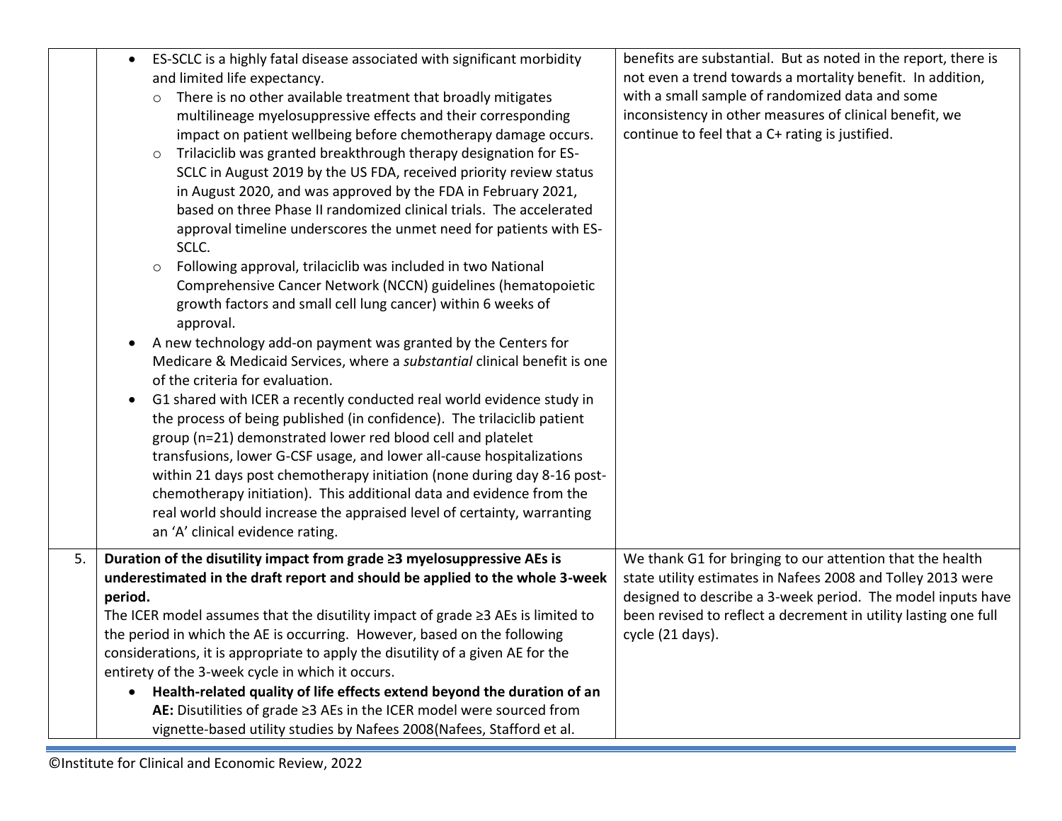| | | |
|---|---|---|
| | • ES-SCLC is a highly fatal disease associated with significant morbidity and limited life expectancy.<br>  ○ There is no other available treatment that broadly mitigates multilineage myelosuppressive effects and their corresponding impact on patient wellbeing before chemotherapy damage occurs.<br>  ○ Trilaciclib was granted breakthrough therapy designation for ES-SCLC in August 2019 by the US FDA, received priority review status in August 2020, and was approved by the FDA in February 2021, based on three Phase II randomized clinical trials. The accelerated approval timeline underscores the unmet need for patients with ES-SCLC.<br>  ○ Following approval, trilaciclib was included in two National Comprehensive Cancer Network (NCCN) guidelines (hematopoietic growth factors and small cell lung cancer) within 6 weeks of approval.<br>• A new technology add-on payment was granted by the Centers for Medicare & Medicaid Services, where a *substantial* clinical benefit is one of the criteria for evaluation.<br>• G1 shared with ICER a recently conducted real world evidence study in the process of being published (in confidence). The trilaciclib patient group (n=21) demonstrated lower red blood cell and platelet transfusions, lower G-CSF usage, and lower all-cause hospitalizations within 21 days post chemotherapy initiation (none during day 8-16 post-chemotherapy initiation). This additional data and evidence from the real world should increase the appraised level of certainty, warranting an 'A' clinical evidence rating. | benefits are substantial. But as noted in the report, there is not even a trend towards a mortality benefit. In addition, with a small sample of randomized data and some inconsistency in other measures of clinical benefit, we continue to feel that a C+ rating is justified. |
| 5. | **Duration of the disutility impact from grade ≥3 myelosuppressive AEs is underestimated in the draft report and should be applied to the whole 3-week period.**<br>The ICER model assumes that the disutility impact of grade ≥3 AEs is limited to the period in which the AE is occurring. However, based on the following considerations, it is appropriate to apply the disutility of a given AE for the entirety of the 3-week cycle in which it occurs.<br>• **Health-related quality of life effects extend beyond the duration of an AE:** Disutilities of grade ≥3 AEs in the ICER model were sourced from vignette-based utility studies by Nafees 2008(Nafees, Stafford et al. | We thank G1 for bringing to our attention that the health state utility estimates in Nafees 2008 and Tolley 2013 were designed to describe a 3-week period. The model inputs have been revised to reflect a decrement in utility lasting one full cycle (21 days). |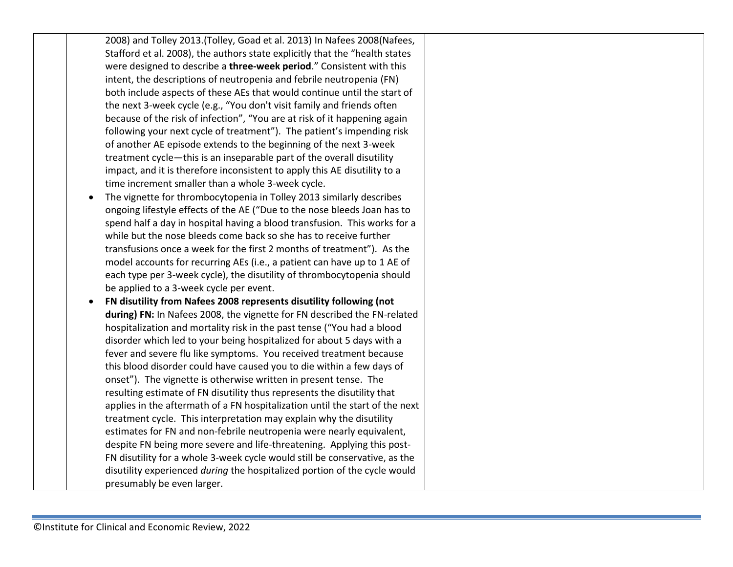| | | |
|---|---|---|
| | 2008) and Tolley 2013.(Tolley, Goad et al. 2013) In Nafees 2008(Nafees, Stafford et al. 2008), the authors state explicitly that the "health states were designed to describe a **three-week period**." Consistent with this intent, the descriptions of neutropenia and febrile neutropenia (FN) both include aspects of these AEs that would continue until the start of the next 3-week cycle (e.g., "You don't visit family and friends often because of the risk of infection", "You are at risk of it happening again following your next cycle of treatment"). The patient's impending risk of another AE episode extends to the beginning of the next 3-week treatment cycle—this is an inseparable part of the overall disutility impact, and it is therefore inconsistent to apply this AE disutility to a time increment smaller than a whole 3-week cycle.<br>• The vignette for thrombocytopenia in Tolley 2013 similarly describes ongoing lifestyle effects of the AE ("Due to the nose bleeds Joan has to spend half a day in hospital having a blood transfusion. This works for a while but the nose bleeds come back so she has to receive further transfusions once a week for the first 2 months of treatment"). As the model accounts for recurring AEs (i.e., a patient can have up to 1 AE of each type per 3-week cycle), the disutility of thrombocytopenia should be applied to a 3-week cycle per event.<br>• **FN disutility from Nafees 2008 represents disutility following (not during) FN:** In Nafees 2008, the vignette for FN described the FN-related hospitalization and mortality risk in the past tense ("You had a blood disorder which led to your being hospitalized for about 5 days with a fever and severe flu like symptoms. You received treatment because this blood disorder could have caused you to die within a few days of onset"). The vignette is otherwise written in present tense. The resulting estimate of FN disutility thus represents the disutility that applies in the aftermath of a FN hospitalization until the start of the next treatment cycle. This interpretation may explain why the disutility estimates for FN and non-febrile neutropenia were nearly equivalent, despite FN being more severe and life-threatening. Applying this post-FN disutility for a whole 3-week cycle would still be conservative, as the disutility experienced *during* the hospitalized portion of the cycle would presumably be even larger. | |

©Institute for Clinical and Economic Review, 2022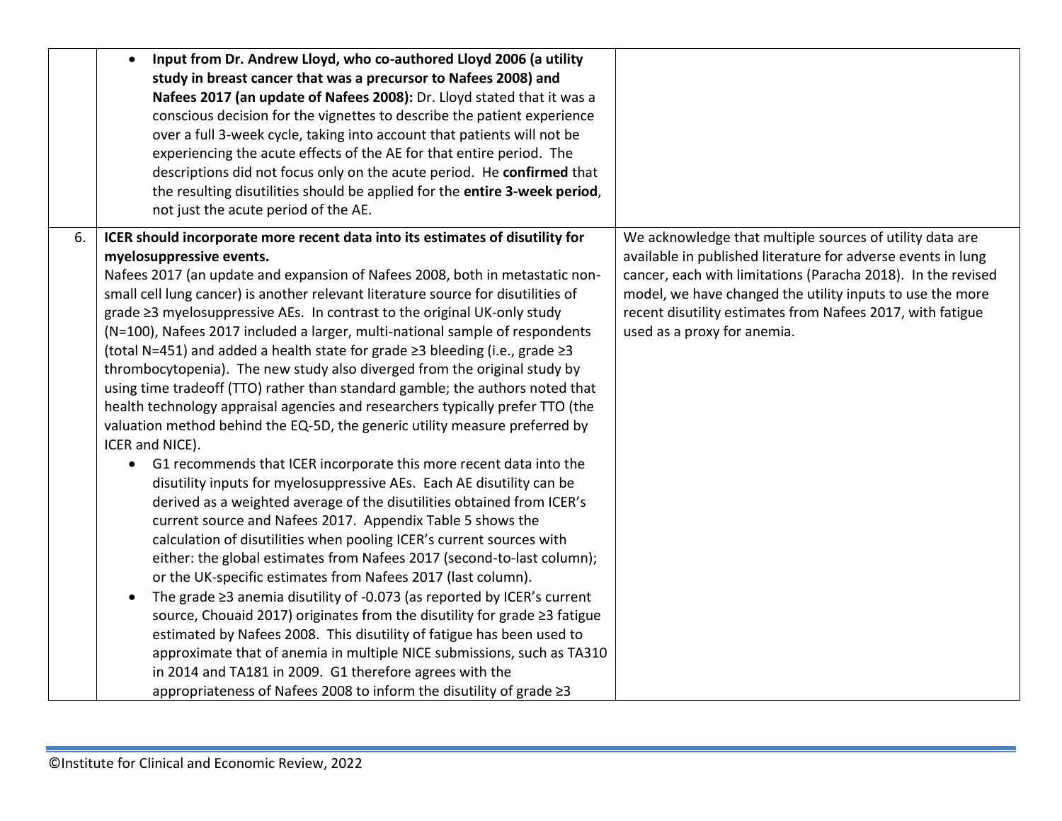| | | |
|---|---|---|
| | • **Input from Dr. Andrew Lloyd, who co-authored Lloyd 2006 (a utility study in breast cancer that was a precursor to Nafees 2008) and Nafees 2017 (an update of Nafees 2008):** Dr. Lloyd stated that it was a conscious decision for the vignettes to describe the patient experience over a full 3-week cycle, taking into account that patients will not be experiencing the acute effects of the AE for that entire period. The descriptions did not focus only on the acute period. He **confirmed** that the resulting disutilities should be applied for the **entire 3-week period**, not just the acute period of the AE. | |
| 6. | **ICER should incorporate more recent data into its estimates of disutility for myelosuppressive events.**<br>Nafees 2017 (an update and expansion of Nafees 2008, both in metastatic non-small cell lung cancer) is another relevant literature source for disutilities of grade ≥3 myelosuppressive AEs. In contrast to the original UK-only study (N=100), Nafees 2017 included a larger, multi-national sample of respondents (total N=451) and added a health state for grade ≥3 bleeding (i.e., grade ≥3 thrombocytopenia). The new study also diverged from the original study by using time tradeoff (TTO) rather than standard gamble; the authors noted that health technology appraisal agencies and researchers typically prefer TTO (the valuation method behind the EQ-5D, the generic utility measure preferred by ICER and NICE).<br>• G1 recommends that ICER incorporate this more recent data into the disutility inputs for myelosuppressive AEs. Each AE disutility can be derived as a weighted average of the disutilities obtained from ICER's current source and Nafees 2017. Appendix Table 5 shows the calculation of disutilities when pooling ICER's current sources with either: the global estimates from Nafees 2017 (second-to-last column); or the UK-specific estimates from Nafees 2017 (last column).<br>• The grade ≥3 anemia disutility of -0.073 (as reported by ICER's current source, Chouaid 2017) originates from the disutility for grade ≥3 fatigue estimated by Nafees 2008. This disutility of fatigue has been used to approximate that of anemia in multiple NICE submissions, such as TA310 in 2014 and TA181 in 2009. G1 therefore agrees with the appropriateness of Nafees 2008 to inform the disutility of grade ≥3 | We acknowledge that multiple sources of utility data are available in published literature for adverse events in lung cancer, each with limitations (Paracha 2018). In the revised model, we have changed the utility inputs to use the more recent disutility estimates from Nafees 2017, with fatigue used as a proxy for anemia. |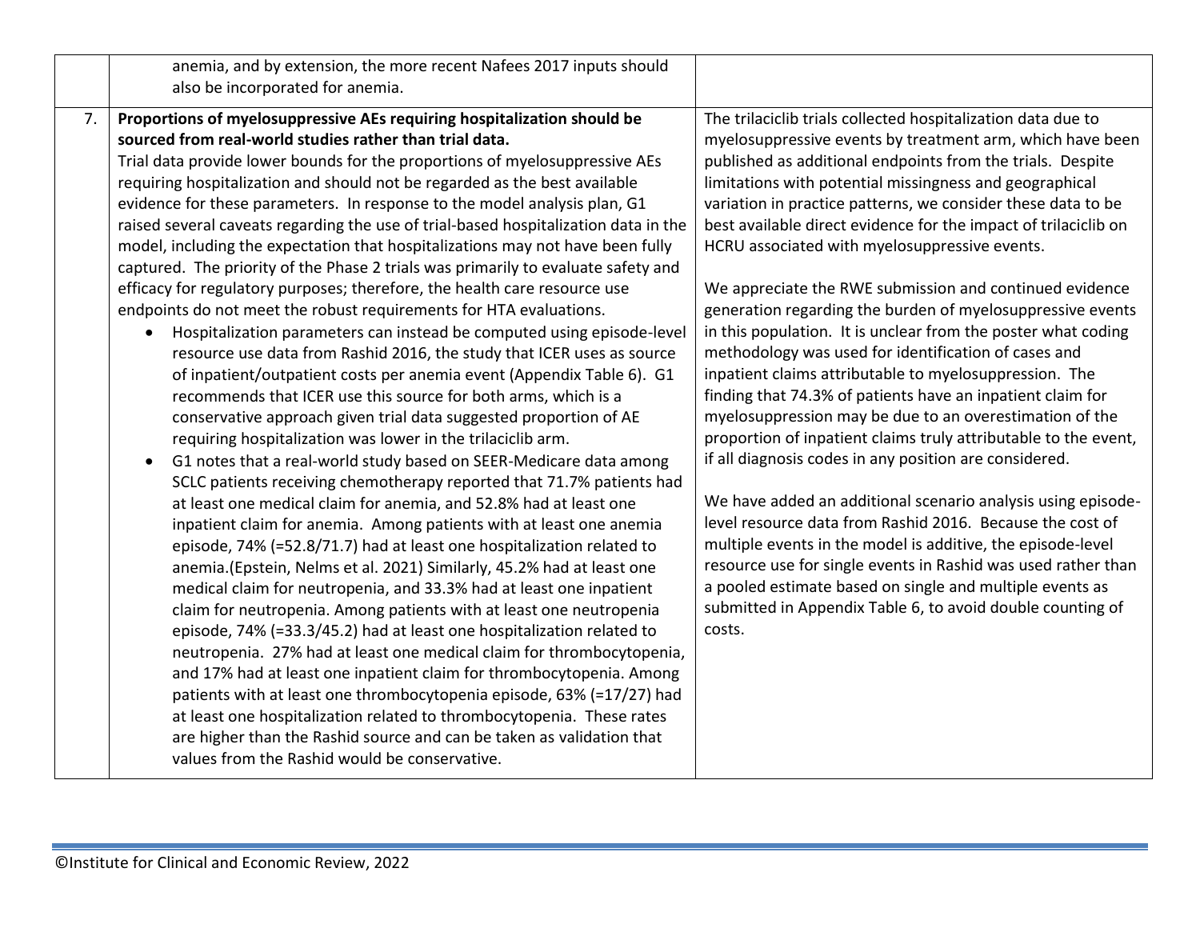| | | |
|---|---|---|
| | anemia, and by extension, the more recent Nafees 2017 inputs should also be incorporated for anemia. | |
| 7. | **Proportions of myelosuppressive AEs requiring hospitalization should be sourced from real-world studies rather than trial data.**<br>Trial data provide lower bounds for the proportions of myelosuppressive AEs requiring hospitalization and should not be regarded as the best available evidence for these parameters. In response to the model analysis plan, G1 raised several caveats regarding the use of trial-based hospitalization data in the model, including the expectation that hospitalizations may not have been fully captured. The priority of the Phase 2 trials was primarily to evaluate safety and efficacy for regulatory purposes; therefore, the health care resource use endpoints do not meet the robust requirements for HTA evaluations.<br>• Hospitalization parameters can instead be computed using episode-level resource use data from Rashid 2016, the study that ICER uses as source of inpatient/outpatient costs per anemia event (Appendix Table 6). G1 recommends that ICER use this source for both arms, which is a conservative approach given trial data suggested proportion of AE requiring hospitalization was lower in the trilaciclib arm.<br>• G1 notes that a real-world study based on SEER-Medicare data among SCLC patients receiving chemotherapy reported that 71.7% patients had at least one medical claim for anemia, and 52.8% had at least one inpatient claim for anemia. Among patients with at least one anemia episode, 74% (=52.8/71.7) had at least one hospitalization related to anemia.(Epstein, Nelms et al. 2021) Similarly, 45.2% had at least one medical claim for neutropenia, and 33.3% had at least one inpatient claim for neutropenia. Among patients with at least one neutropenia episode, 74% (=33.3/45.2) had at least one hospitalization related to neutropenia. 27% had at least one medical claim for thrombocytopenia, and 17% had at least one inpatient claim for thrombocytopenia. Among patients with at least one thrombocytopenia episode, 63% (=17/27) had at least one hospitalization related to thrombocytopenia. These rates are higher than the Rashid source and can be taken as validation that values from the Rashid would be conservative. | The trilaciclib trials collected hospitalization data due to myelosuppressive events by treatment arm, which have been published as additional endpoints from the trials. Despite limitations with potential missingness and geographical variation in practice patterns, we consider these data to be best available direct evidence for the impact of trilaciclib on HCRU associated with myelosuppressive events.<br><br>We appreciate the RWE submission and continued evidence generation regarding the burden of myelosuppressive events in this population. It is unclear from the poster what coding methodology was used for identification of cases and inpatient claims attributable to myelosuppression. The finding that 74.3% of patients have an inpatient claim for myelosuppression may be due to an overestimation of the proportion of inpatient claims truly attributable to the event, if all diagnosis codes in any position are considered.<br><br>We have added an additional scenario analysis using episode-level resource data from Rashid 2016. Because the cost of multiple events in the model is additive, the episode-level resource use for single events in Rashid was used rather than a pooled estimate based on single and multiple events as submitted in Appendix Table 6, to avoid double counting of costs. |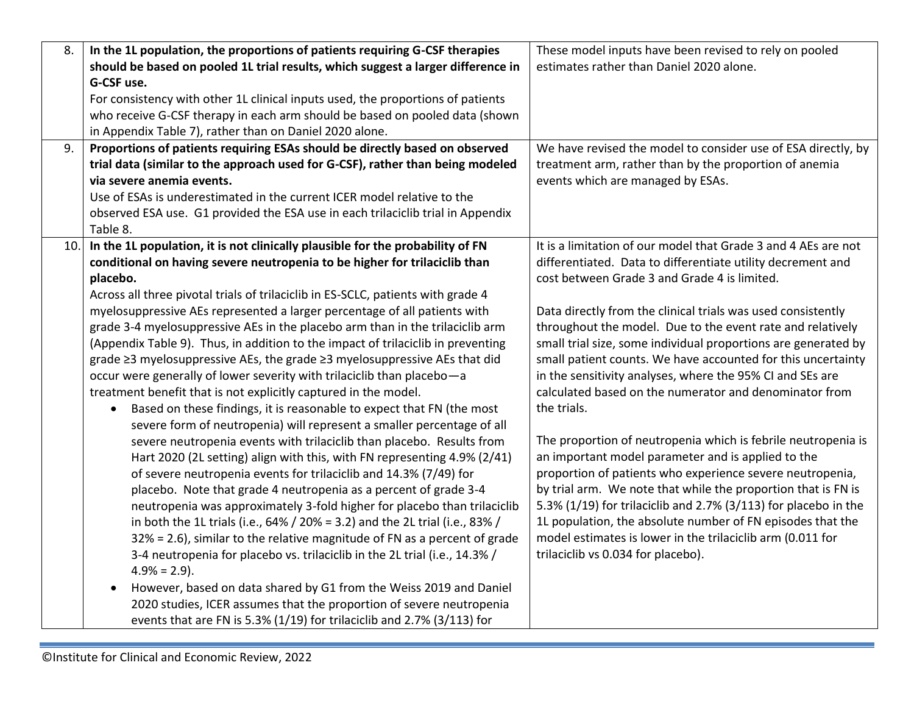| | | |
|---|---|---|
| 8. | **In the 1L population, the proportions of patients requiring G-CSF therapies should be based on pooled 1L trial results, which suggest a larger difference in G-CSF use.**<br>For consistency with other 1L clinical inputs used, the proportions of patients who receive G-CSF therapy in each arm should be based on pooled data (shown in Appendix Table 7), rather than on Daniel 2020 alone. | These model inputs have been revised to rely on pooled estimates rather than Daniel 2020 alone. |
| 9. | **Proportions of patients requiring ESAs should be directly based on observed trial data (similar to the approach used for G-CSF), rather than being modeled via severe anemia events.**<br>Use of ESAs is underestimated in the current ICER model relative to the observed ESA use. G1 provided the ESA use in each trilaciclib trial in Appendix Table 8. | We have revised the model to consider use of ESA directly, by treatment arm, rather than by the proportion of anemia events which are managed by ESAs. |
| 10. | **In the 1L population, it is not clinically plausible for the probability of FN conditional on having severe neutropenia to be higher for trilaciclib than placebo.**<br>Across all three pivotal trials of trilaciclib in ES-SCLC, patients with grade 4 myelosuppressive AEs represented a larger percentage of all patients with grade 3-4 myelosuppressive AEs in the placebo arm than in the trilaciclib arm (Appendix Table 9). Thus, in addition to the impact of trilaciclib in preventing grade ≥3 myelosuppressive AEs, the grade ≥3 myelosuppressive AEs that did occur were generally of lower severity with trilaciclib than placebo—a treatment benefit that is not explicitly captured in the model.<br>• Based on these findings, it is reasonable to expect that FN (the most severe form of neutropenia) will represent a smaller percentage of all severe neutropenia events with trilaciclib than placebo. Results from Hart 2020 (2L setting) align with this, with FN representing 4.9% (2/41) of severe neutropenia events for trilaciclib and 14.3% (7/49) for placebo. Note that grade 4 neutropenia as a percent of grade 3-4 neutropenia was approximately 3-fold higher for placebo than trilaciclib in both the 1L trials (i.e., 64% / 20% = 3.2) and the 2L trial (i.e., 83% / 32% = 2.6), similar to the relative magnitude of FN as a percent of grade 3-4 neutropenia for placebo vs. trilaciclib in the 2L trial (i.e., 14.3% / 4.9% = 2.9).<br>• However, based on data shared by G1 from the Weiss 2019 and Daniel 2020 studies, ICER assumes that the proportion of severe neutropenia events that are FN is 5.3% (1/19) for trilaciclib and 2.7% (3/113) for | It is a limitation of our model that Grade 3 and 4 AEs are not differentiated. Data to differentiate utility decrement and cost between Grade 3 and Grade 4 is limited.<br><br>Data directly from the clinical trials was used consistently throughout the model. Due to the event rate and relatively small trial size, some individual proportions are generated by small patient counts. We have accounted for this uncertainty in the sensitivity analyses, where the 95% CI and SEs are calculated based on the numerator and denominator from the trials.<br><br>The proportion of neutropenia which is febrile neutropenia is an important model parameter and is applied to the proportion of patients who experience severe neutropenia, by trial arm. We note that while the proportion that is FN is 5.3% (1/19) for trilaciclib and 2.7% (3/113) for placebo in the 1L population, the absolute number of FN episodes that the model estimates is lower in the trilaciclib arm (0.011 for trilaciclib vs 0.034 for placebo). |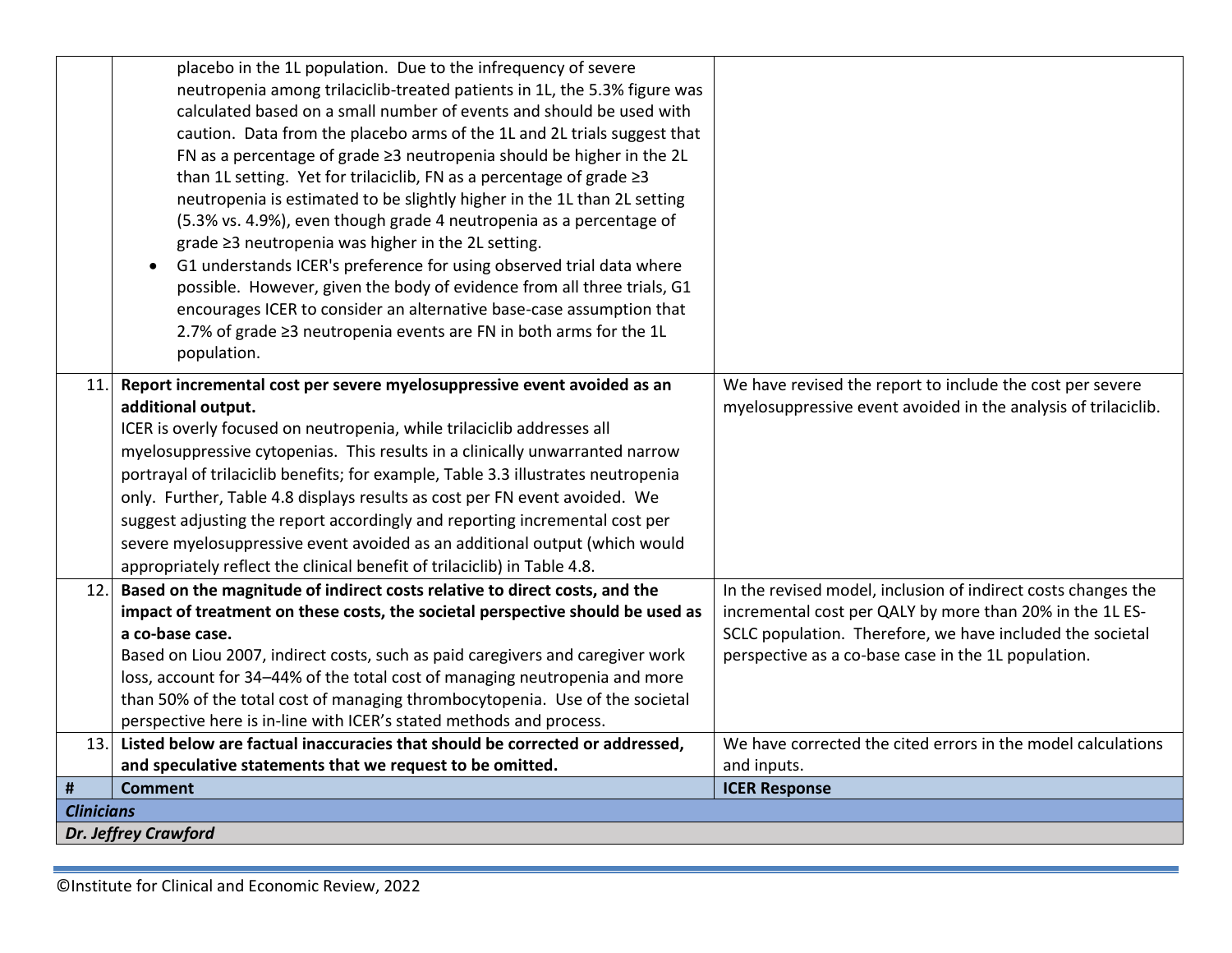| # | Comment | ICER Response |
|---|---|---|
| | placebo in the 1L population. Due to the infrequency of severe neutropenia among trilaciclib-treated patients in 1L, the 5.3% figure was calculated based on a small number of events and should be used with caution. Data from the placebo arms of the 1L and 2L trials suggest that FN as a percentage of grade ≥3 neutropenia should be higher in the 2L than 1L setting. Yet for trilaciclib, FN as a percentage of grade ≥3 neutropenia is estimated to be slightly higher in the 1L than 2L setting (5.3% vs. 4.9%), even though grade 4 neutropenia as a percentage of grade ≥3 neutropenia was higher in the 2L setting.<br>• G1 understands ICER's preference for using observed trial data where possible. However, given the body of evidence from all three trials, G1 encourages ICER to consider an alternative base-case assumption that 2.7% of grade ≥3 neutropenia events are FN in both arms for the 1L population. | |
| 11. | **Report incremental cost per severe myelosuppressive event avoided as an additional output.**<br>ICER is overly focused on neutropenia, while trilaciclib addresses all myelosuppressive cytopenias. This results in a clinically unwarranted narrow portrayal of trilaciclib benefits; for example, Table 3.3 illustrates neutropenia only. Further, Table 4.8 displays results as cost per FN event avoided. We suggest adjusting the report accordingly and reporting incremental cost per severe myelosuppressive event avoided as an additional output (which would appropriately reflect the clinical benefit of trilaciclib) in Table 4.8. | We have revised the report to include the cost per severe myelosuppressive event avoided in the analysis of trilaciclib. |
| 12. | **Based on the magnitude of indirect costs relative to direct costs, and the impact of treatment on these costs, the societal perspective should be used as a co-base case.**<br>Based on Liou 2007, indirect costs, such as paid caregivers and caregiver work loss, account for 34–44% of the total cost of managing neutropenia and more than 50% of the total cost of managing thrombocytopenia. Use of the societal perspective here is in-line with ICER's stated methods and process. | In the revised model, inclusion of indirect costs changes the incremental cost per QALY by more than 20% in the 1L ES-SCLC population. Therefore, we have included the societal perspective as a co-base case in the 1L population. |
| 13. | **Listed below are factual inaccuracies that should be corrected or addressed, and speculative statements that we request to be omitted.** | We have corrected the cited errors in the model calculations and inputs. |
| **#** | **Comment** | **ICER Response** |
| ***Clinicians*** | | |
| ***Dr. Jeffrey Crawford*** | | |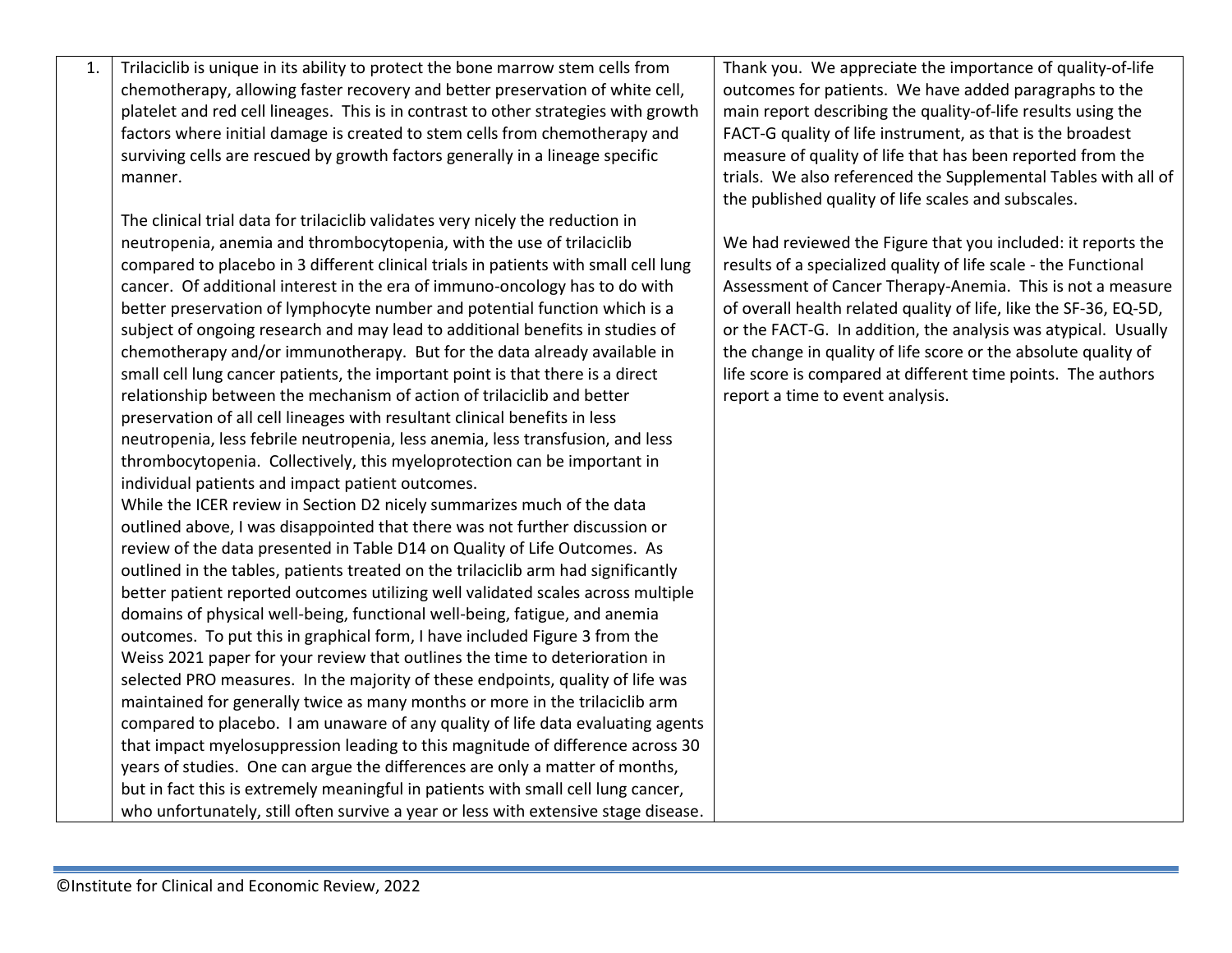| 1. | Trilaciclib is unique in its ability to protect the bone marrow stem cells from chemotherapy, allowing faster recovery and better preservation of white cell, platelet and red cell lineages. This is in contrast to other strategies with growth factors where initial damage is created to stem cells from chemotherapy and surviving cells are rescued by growth factors generally in a lineage specific manner.<br><br>The clinical trial data for trilaciclib validates very nicely the reduction in neutropenia, anemia and thrombocytopenia, with the use of trilaciclib compared to placebo in 3 different clinical trials in patients with small cell lung cancer. Of additional interest in the era of immuno-oncology has to do with better preservation of lymphocyte number and potential function which is a subject of ongoing research and may lead to additional benefits in studies of chemotherapy and/or immunotherapy. But for the data already available in small cell lung cancer patients, the important point is that there is a direct relationship between the mechanism of action of trilaciclib and better preservation of all cell lineages with resultant clinical benefits in less neutropenia, less febrile neutropenia, less anemia, less transfusion, and less thrombocytopenia. Collectively, this myeloprotection can be important in individual patients and impact patient outcomes.<br>While the ICER review in Section D2 nicely summarizes much of the data outlined above, I was disappointed that there was not further discussion or review of the data presented in Table D14 on Quality of Life Outcomes. As outlined in the tables, patients treated on the trilaciclib arm had significantly better patient reported outcomes utilizing well validated scales across multiple domains of physical well-being, functional well-being, fatigue, and anemia outcomes. To put this in graphical form, I have included Figure 3 from the Weiss 2021 paper for your review that outlines the time to deterioration in selected PRO measures. In the majority of these endpoints, quality of life was maintained for generally twice as many months or more in the trilaciclib arm compared to placebo. I am unaware of any quality of life data evaluating agents that impact myelosuppression leading to this magnitude of difference across 30 years of studies. One can argue the differences are only a matter of months, but in fact this is extremely meaningful in patients with small cell lung cancer, who unfortunately, still often survive a year or less with extensive stage disease. | Thank you. We appreciate the importance of quality-of-life outcomes for patients. We have added paragraphs to the main report describing the quality-of-life results using the FACT-G quality of life instrument, as that is the broadest measure of quality of life that has been reported from the trials. We also referenced the Supplemental Tables with all of the published quality of life scales and subscales.<br><br>We had reviewed the Figure that you included: it reports the results of a specialized quality of life scale - the Functional Assessment of Cancer Therapy-Anemia. This is not a measure of overall health related quality of life, like the SF-36, EQ-5D, or the FACT-G. In addition, the analysis was atypical. Usually the change in quality of life score or the absolute quality of life score is compared at different time points. The authors report a time to event analysis. |
|---|---|---|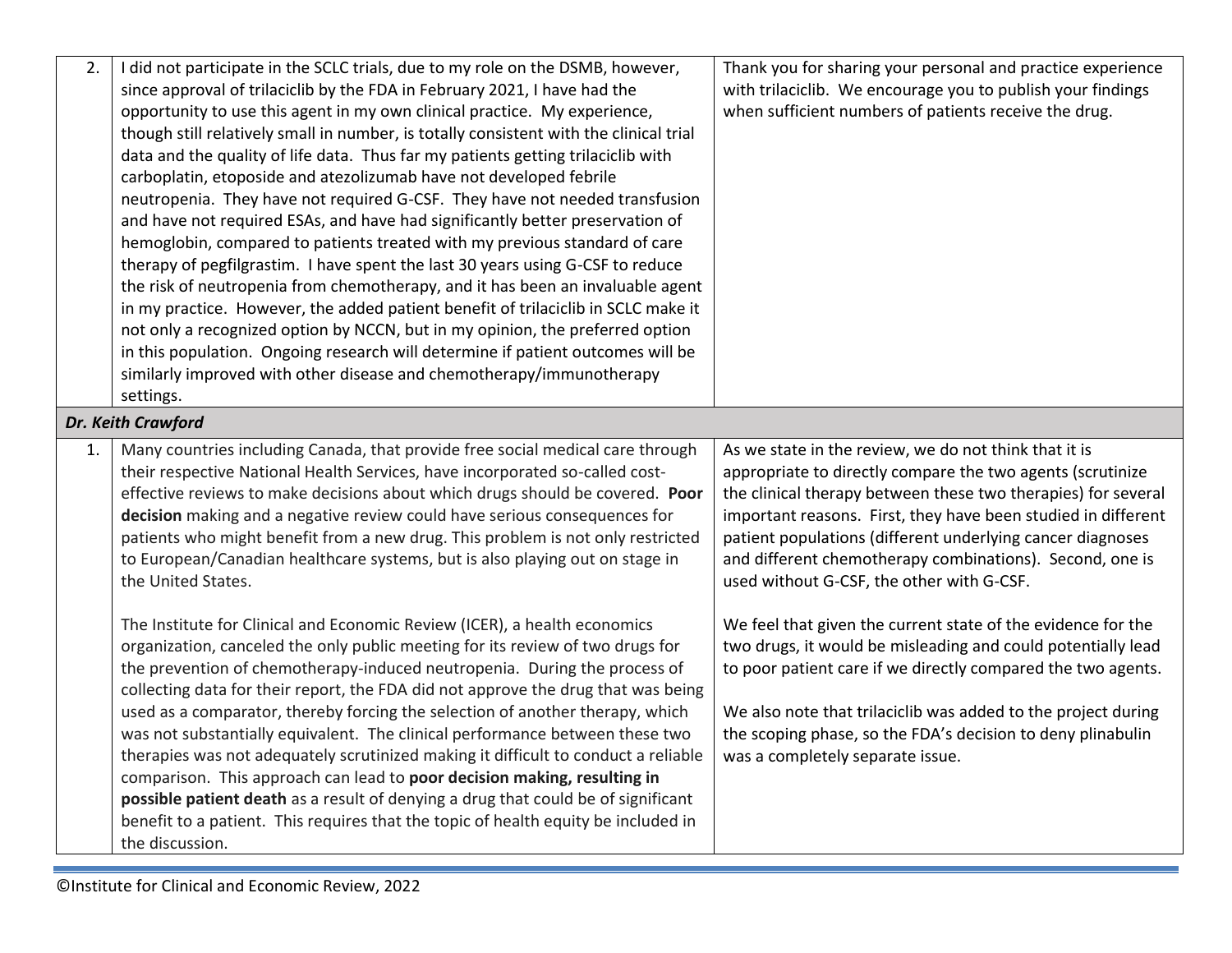| | | |
|---|---|---|
| 2. | I did not participate in the SCLC trials, due to my role on the DSMB, however, since approval of trilaciclib by the FDA in February 2021, I have had the opportunity to use this agent in my own clinical practice. My experience, though still relatively small in number, is totally consistent with the clinical trial data and the quality of life data. Thus far my patients getting trilaciclib with carboplatin, etoposide and atezolizumab have not developed febrile neutropenia. They have not required G-CSF. They have not needed transfusion and have not required ESAs, and have had significantly better preservation of hemoglobin, compared to patients treated with my previous standard of care therapy of pegfilgrastim. I have spent the last 30 years using G-CSF to reduce the risk of neutropenia from chemotherapy, and it has been an invaluable agent in my practice. However, the added patient benefit of trilaciclib in SCLC make it not only a recognized option by NCCN, but in my opinion, the preferred option in this population. Ongoing research will determine if patient outcomes will be similarly improved with other disease and chemotherapy/immunotherapy settings. | Thank you for sharing your personal and practice experience with trilaciclib. We encourage you to publish your findings when sufficient numbers of patients receive the drug. |
| ***Dr. Keith Crawford*** | | |
| 1. | Many countries including Canada, that provide free social medical care through their respective National Health Services, have incorporated so-called cost-effective reviews to make decisions about which drugs should be covered. **Poor decision** making and a negative review could have serious consequences for patients who might benefit from a new drug. This problem is not only restricted to European/Canadian healthcare systems, but is also playing out on stage in the United States.<br><br>The Institute for Clinical and Economic Review (ICER), a health economics organization, canceled the only public meeting for its review of two drugs for the prevention of chemotherapy-induced neutropenia. During the process of collecting data for their report, the FDA did not approve the drug that was being used as a comparator, thereby forcing the selection of another therapy, which was not substantially equivalent. The clinical performance between these two therapies was not adequately scrutinized making it difficult to conduct a reliable comparison. This approach can lead to **poor decision making, resulting in possible patient death** as a result of denying a drug that could be of significant benefit to a patient. This requires that the topic of health equity be included in the discussion. | As we state in the review, we do not think that it is appropriate to directly compare the two agents (scrutinize the clinical therapy between these two therapies) for several important reasons. First, they have been studied in different patient populations (different underlying cancer diagnoses and different chemotherapy combinations). Second, one is used without G-CSF, the other with G-CSF.<br><br>We feel that given the current state of the evidence for the two drugs, it would be misleading and could potentially lead to poor patient care if we directly compared the two agents.<br><br>We also note that trilaciclib was added to the project during the scoping phase, so the FDA's decision to deny plinabulin was a completely separate issue. |

©Institute for Clinical and Economic Review, 2022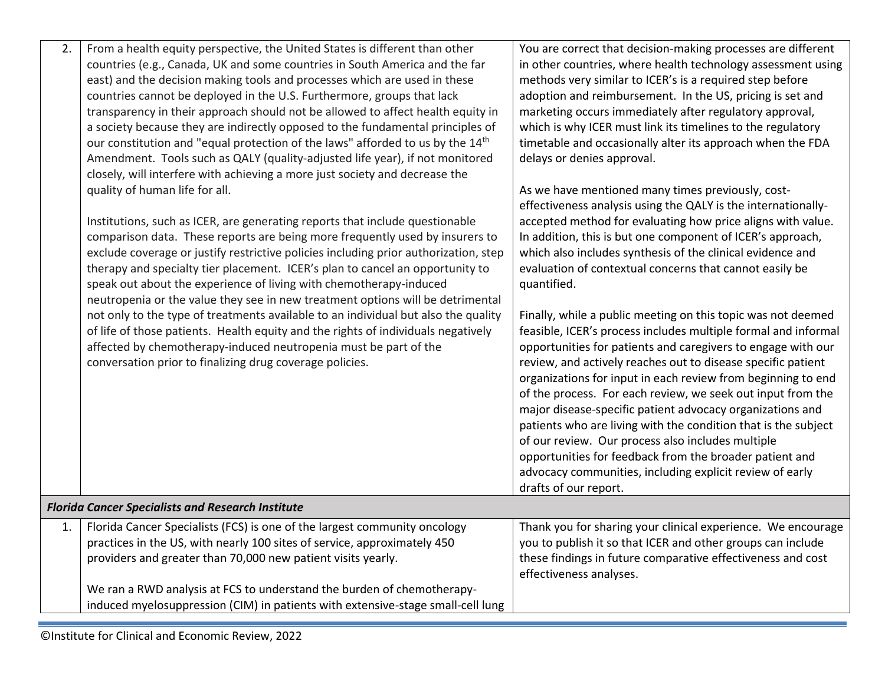| | | |
|---|---|---|
| 2. | From a health equity perspective, the United States is different than other countries (e.g., Canada, UK and some countries in South America and the far east) and the decision making tools and processes which are used in these countries cannot be deployed in the U.S. Furthermore, groups that lack transparency in their approach should not be allowed to affect health equity in a society because they are indirectly opposed to the fundamental principles of our constitution and "equal protection of the laws" afforded to us by the 14th Amendment. Tools such as QALY (quality-adjusted life year), if not monitored closely, will interfere with achieving a more just society and decrease the quality of human life for all.<br><br>Institutions, such as ICER, are generating reports that include questionable comparison data. These reports are being more frequently used by insurers to exclude coverage or justify restrictive policies including prior authorization, step therapy and specialty tier placement. ICER's plan to cancel an opportunity to speak out about the experience of living with chemotherapy-induced neutropenia or the value they see in new treatment options will be detrimental not only to the type of treatments available to an individual but also the quality of life of those patients. Health equity and the rights of individuals negatively affected by chemotherapy-induced neutropenia must be part of the conversation prior to finalizing drug coverage policies. | You are correct that decision-making processes are different in other countries, where health technology assessment using methods very similar to ICER's is a required step before adoption and reimbursement. In the US, pricing is set and marketing occurs immediately after regulatory approval, which is why ICER must link its timelines to the regulatory timetable and occasionally alter its approach when the FDA delays or denies approval.<br><br>As we have mentioned many times previously, cost-effectiveness analysis using the QALY is the internationally-accepted method for evaluating how price aligns with value. In addition, this is but one component of ICER's approach, which also includes synthesis of the clinical evidence and evaluation of contextual concerns that cannot easily be quantified.<br><br>Finally, while a public meeting on this topic was not deemed feasible, ICER's process includes multiple formal and informal opportunities for patients and caregivers to engage with our review, and actively reaches out to disease specific patient organizations for input in each review from beginning to end of the process. For each review, we seek out input from the major disease-specific patient advocacy organizations and patients who are living with the condition that is the subject of our review. Our process also includes multiple opportunities for feedback from the broader patient and advocacy communities, including explicit review of early drafts of our report. |
| ***Florida Cancer Specialists and Research Institute*** | | |
| 1. | Florida Cancer Specialists (FCS) is one of the largest community oncology practices in the US, with nearly 100 sites of service, approximately 450 providers and greater than 70,000 new patient visits yearly.<br><br>We ran a RWD analysis at FCS to understand the burden of chemotherapy-induced myelosuppression (CIM) in patients with extensive-stage small-cell lung | Thank you for sharing your clinical experience. We encourage you to publish it so that ICER and other groups can include these findings in future comparative effectiveness and cost effectiveness analyses. |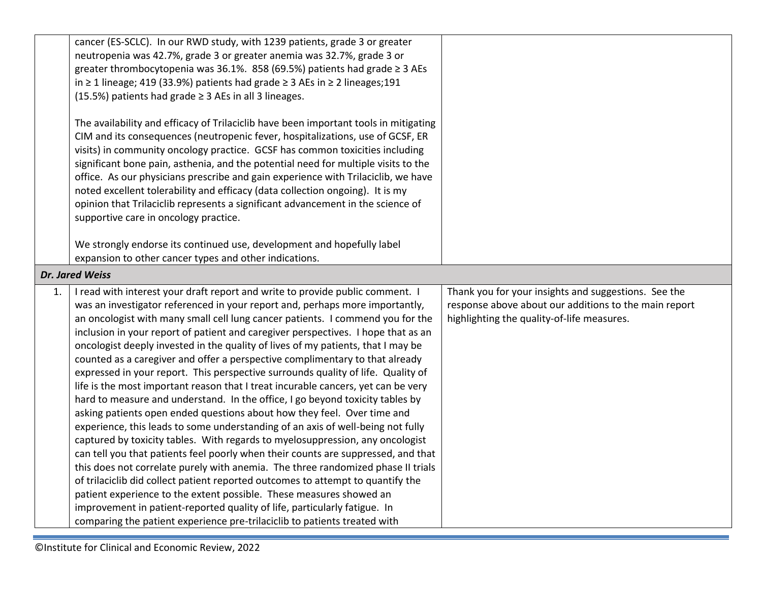| | | |
|---|---|---|
| | cancer (ES-SCLC). In our RWD study, with 1239 patients, grade 3 or greater neutropenia was 42.7%, grade 3 or greater anemia was 32.7%, grade 3 or greater thrombocytopenia was 36.1%. 858 (69.5%) patients had grade ≥ 3 AEs in ≥ 1 lineage; 419 (33.9%) patients had grade ≥ 3 AEs in ≥ 2 lineages;191 (15.5%) patients had grade ≥ 3 AEs in all 3 lineages.<br><br>The availability and efficacy of Trilaciclib have been important tools in mitigating CIM and its consequences (neutropenic fever, hospitalizations, use of GCSF, ER visits) in community oncology practice. GCSF has common toxicities including significant bone pain, asthenia, and the potential need for multiple visits to the office. As our physicians prescribe and gain experience with Trilaciclib, we have noted excellent tolerability and efficacy (data collection ongoing). It is my opinion that Trilaciclib represents a significant advancement in the science of supportive care in oncology practice.<br><br>We strongly endorse its continued use, development and hopefully label expansion to other cancer types and other indications. | |
| ***Dr. Jared Weiss*** | | |
| 1. | I read with interest your draft report and write to provide public comment. I was an investigator referenced in your report and, perhaps more importantly, an oncologist with many small cell lung cancer patients. I commend you for the inclusion in your report of patient and caregiver perspectives. I hope that as an oncologist deeply invested in the quality of lives of my patients, that I may be counted as a caregiver and offer a perspective complimentary to that already expressed in your report. This perspective surrounds quality of life. Quality of life is the most important reason that I treat incurable cancers, yet can be very hard to measure and understand. In the office, I go beyond toxicity tables by asking patients open ended questions about how they feel. Over time and experience, this leads to some understanding of an axis of well-being not fully captured by toxicity tables. With regards to myelosuppression, any oncologist can tell you that patients feel poorly when their counts are suppressed, and that this does not correlate purely with anemia. The three randomized phase II trials of trilaciclib did collect patient reported outcomes to attempt to quantify the patient experience to the extent possible. These measures showed an improvement in patient-reported quality of life, particularly fatigue. In comparing the patient experience pre-trilaciclib to patients treated with | Thank you for your insights and suggestions. See the response above about our additions to the main report highlighting the quality-of-life measures. |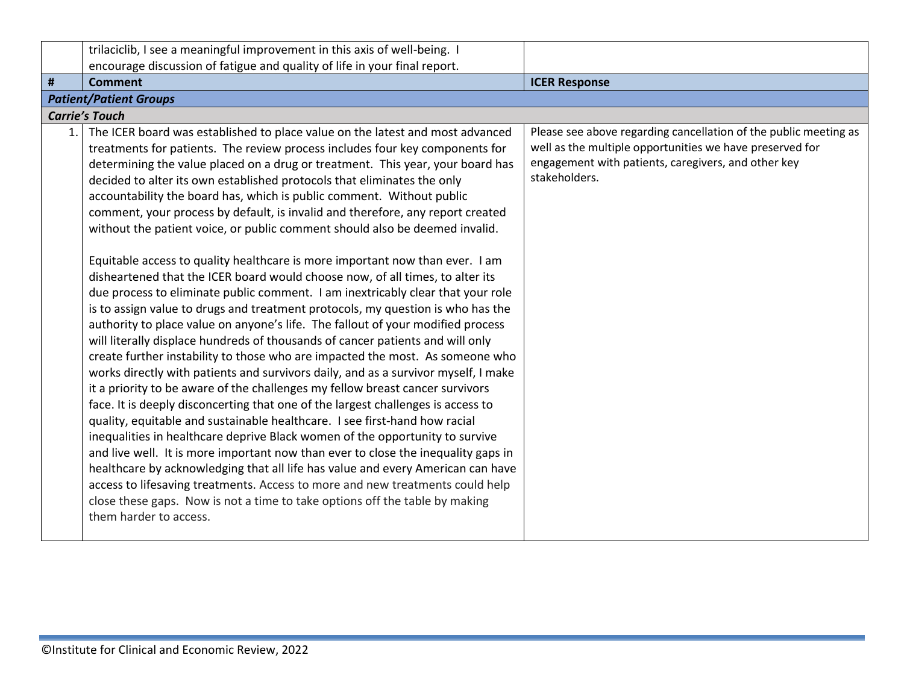| | | |
|---|---|---|
| | trilaciclib, I see a meaningful improvement in this axis of well-being. I encourage discussion of fatigue and quality of life in your final report. | |
| **#** | **Comment** | **ICER Response** |
| ***Patient/Patient Groups*** | | |
| ***Carrie's Touch*** | | |
| 1. | The ICER board was established to place value on the latest and most advanced treatments for patients. The review process includes four key components for determining the value placed on a drug or treatment. This year, your board has decided to alter its own established protocols that eliminates the only accountability the board has, which is public comment. Without public comment, your process by default, is invalid and therefore, any report created without the patient voice, or public comment should also be deemed invalid.<br><br>Equitable access to quality healthcare is more important now than ever. I am disheartened that the ICER board would choose now, of all times, to alter its due process to eliminate public comment. I am inextricably clear that your role is to assign value to drugs and treatment protocols, my question is who has the authority to place value on anyone's life. The fallout of your modified process will literally displace hundreds of thousands of cancer patients and will only create further instability to those who are impacted the most. As someone who works directly with patients and survivors daily, and as a survivor myself, I make it a priority to be aware of the challenges my fellow breast cancer survivors face. It is deeply disconcerting that one of the largest challenges is access to quality, equitable and sustainable healthcare. I see first-hand how racial inequalities in healthcare deprive Black women of the opportunity to survive and live well. It is more important now than ever to close the inequality gaps in healthcare by acknowledging that all life has value and every American can have access to lifesaving treatments. Access to more and new treatments could help close these gaps. Now is not a time to take options off the table by making them harder to access. | Please see above regarding cancellation of the public meeting as well as the multiple opportunities we have preserved for engagement with patients, caregivers, and other key stakeholders. |

©Institute for Clinical and Economic Review, 2022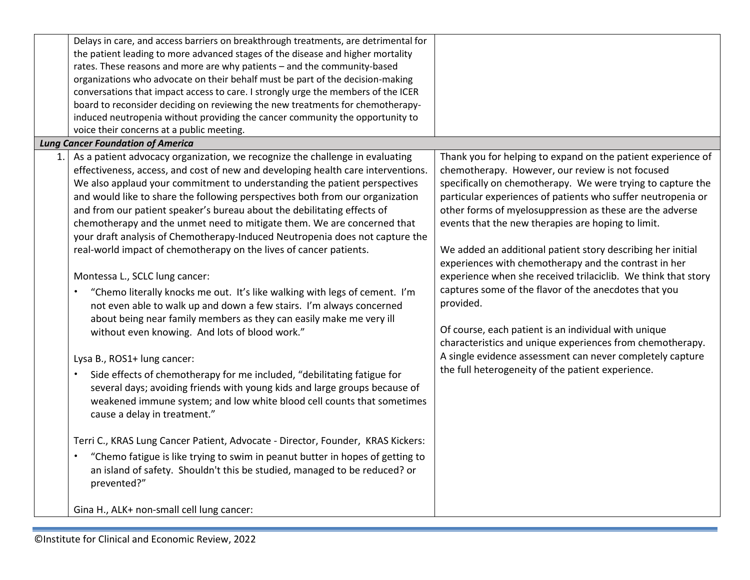| | | |
|---|---|---|
| | Delays in care, and access barriers on breakthrough treatments, are detrimental for the patient leading to more advanced stages of the disease and higher mortality rates. These reasons and more are why patients – and the community-based organizations who advocate on their behalf must be part of the decision-making conversations that impact access to care. I strongly urge the members of the ICER board to reconsider deciding on reviewing the new treatments for chemotherapy-induced neutropenia without providing the cancer community the opportunity to voice their concerns at a public meeting. | |
| ***Lung Cancer Foundation of America*** | | |
| 1. | As a patient advocacy organization, we recognize the challenge in evaluating effectiveness, access, and cost of new and developing health care interventions. We also applaud your commitment to understanding the patient perspectives and would like to share the following perspectives both from our organization and from our patient speaker's bureau about the debilitating effects of chemotherapy and the unmet need to mitigate them. We are concerned that your draft analysis of Chemotherapy-Induced Neutropenia does not capture the real-world impact of chemotherapy on the lives of cancer patients.<br><br>Montessa L., SCLC lung cancer:<br>• "Chemo literally knocks me out. It's like walking with legs of cement. I'm not even able to walk up and down a few stairs. I'm always concerned about being near family members as they can easily make me very ill without even knowing. And lots of blood work."<br><br>Lysa B., ROS1+ lung cancer:<br>• Side effects of chemotherapy for me included, "debilitating fatigue for several days; avoiding friends with young kids and large groups because of weakened immune system; and low white blood cell counts that sometimes cause a delay in treatment."<br><br>Terri C., KRAS Lung Cancer Patient, Advocate - Director, Founder, KRAS Kickers:<br>• "Chemo fatigue is like trying to swim in peanut butter in hopes of getting to an island of safety. Shouldn't this be studied, managed to be reduced? or prevented?"<br><br>Gina H., ALK+ non-small cell lung cancer: | Thank you for helping to expand on the patient experience of chemotherapy. However, our review is not focused specifically on chemotherapy. We were trying to capture the particular experiences of patients who suffer neutropenia or other forms of myelosuppression as these are the adverse events that the new therapies are hoping to limit.<br><br>We added an additional patient story describing her initial experiences with chemotherapy and the contrast in her experience when she received trilaciclib. We think that story captures some of the flavor of the anecdotes that you provided.<br><br>Of course, each patient is an individual with unique characteristics and unique experiences from chemotherapy. A single evidence assessment can never completely capture the full heterogeneity of the patient experience. |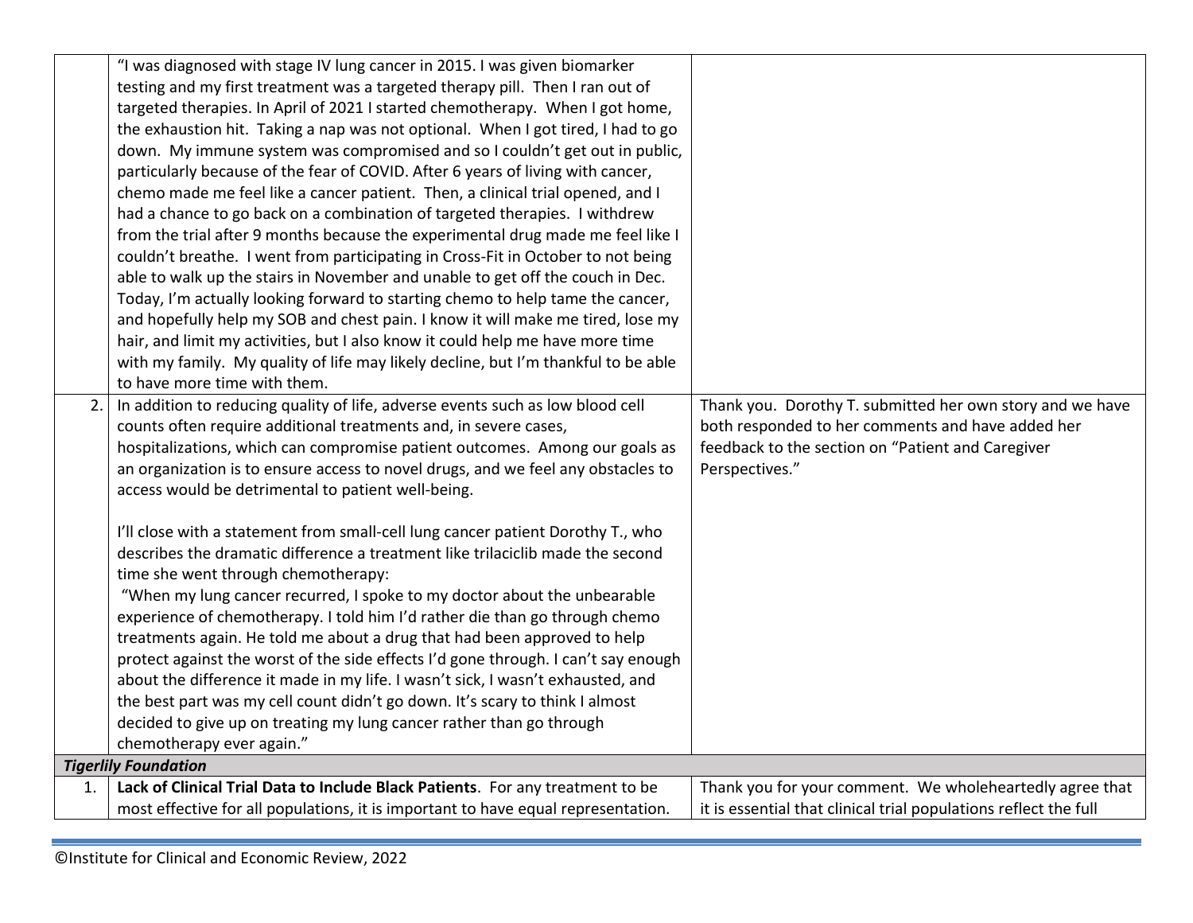| | | |
|---|---|---|
| | "I was diagnosed with stage IV lung cancer in 2015. I was given biomarker testing and my first treatment was a targeted therapy pill. Then I ran out of targeted therapies. In April of 2021 I started chemotherapy. When I got home, the exhaustion hit. Taking a nap was not optional. When I got tired, I had to go down. My immune system was compromised and so I couldn't get out in public, particularly because of the fear of COVID. After 6 years of living with cancer, chemo made me feel like a cancer patient. Then, a clinical trial opened, and I had a chance to go back on a combination of targeted therapies. I withdrew from the trial after 9 months because the experimental drug made me feel like I couldn't breathe. I went from participating in Cross-Fit in October to not being able to walk up the stairs in November and unable to get off the couch in Dec. Today, I'm actually looking forward to starting chemo to help tame the cancer, and hopefully help my SOB and chest pain. I know it will make me tired, lose my hair, and limit my activities, but I also know it could help me have more time with my family. My quality of life may likely decline, but I'm thankful to be able to have more time with them. | |
| 2. | In addition to reducing quality of life, adverse events such as low blood cell counts often require additional treatments and, in severe cases, hospitalizations, which can compromise patient outcomes. Among our goals as an organization is to ensure access to novel drugs, and we feel any obstacles to access would be detrimental to patient well-being.<br><br>I'll close with a statement from small-cell lung cancer patient Dorothy T., who describes the dramatic difference a treatment like trilaciclib made the second time she went through chemotherapy:<br>"When my lung cancer recurred, I spoke to my doctor about the unbearable experience of chemotherapy. I told him I'd rather die than go through chemo treatments again. He told me about a drug that had been approved to help protect against the worst of the side effects I'd gone through. I can't say enough about the difference it made in my life. I wasn't sick, I wasn't exhausted, and the best part was my cell count didn't go down. It's scary to think I almost decided to give up on treating my lung cancer rather than go through chemotherapy ever again." | Thank you. Dorothy T. submitted her own story and we have both responded to her comments and have added her feedback to the section on "Patient and Caregiver Perspectives." |
| ***Tigerlily Foundation*** | | |
| 1. | **Lack of Clinical Trial Data to Include Black Patients**. For any treatment to be most effective for all populations, it is important to have equal representation. | Thank you for your comment. We wholeheartedly agree that it is essential that clinical trial populations reflect the full |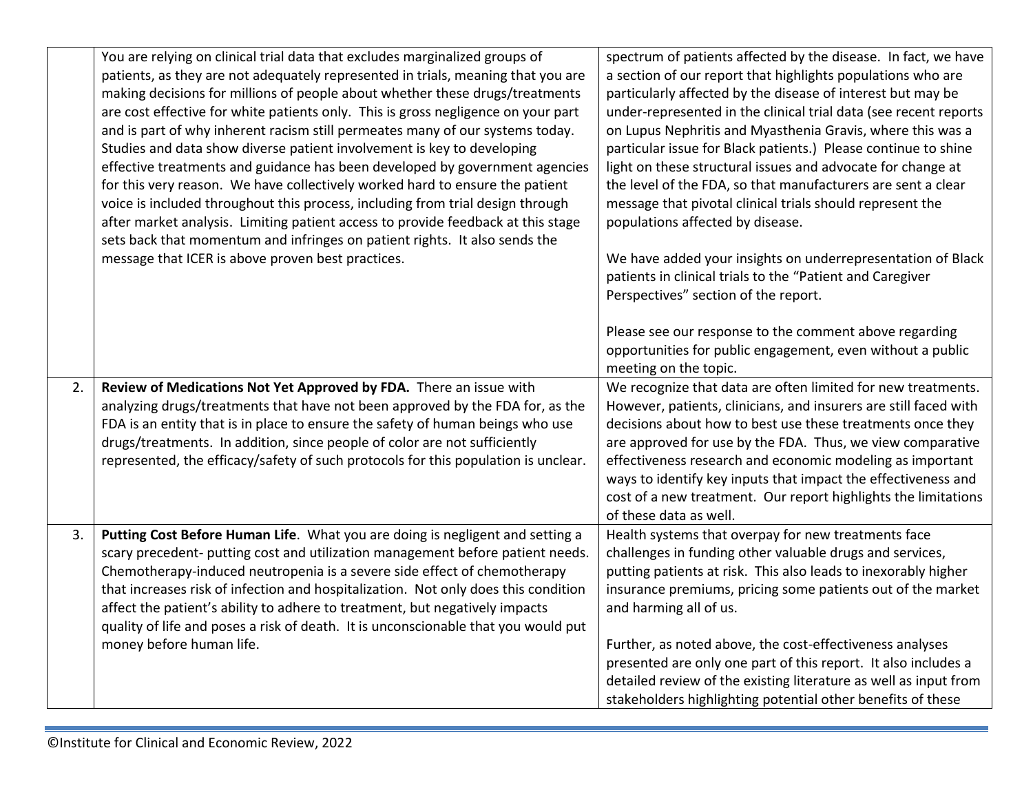| | | |
|---|---|---|
| | You are relying on clinical trial data that excludes marginalized groups of patients, as they are not adequately represented in trials, meaning that you are making decisions for millions of people about whether these drugs/treatments are cost effective for white patients only. This is gross negligence on your part and is part of why inherent racism still permeates many of our systems today. Studies and data show diverse patient involvement is key to developing effective treatments and guidance has been developed by government agencies for this very reason. We have collectively worked hard to ensure the patient voice is included throughout this process, including from trial design through after market analysis. Limiting patient access to provide feedback at this stage sets back that momentum and infringes on patient rights. It also sends the message that ICER is above proven best practices. | spectrum of patients affected by the disease. In fact, we have a section of our report that highlights populations who are particularly affected by the disease of interest but may be under-represented in the clinical trial data (see recent reports on Lupus Nephritis and Myasthenia Gravis, where this was a particular issue for Black patients.) Please continue to shine light on these structural issues and advocate for change at the level of the FDA, so that manufacturers are sent a clear message that pivotal clinical trials should represent the populations affected by disease.<br><br>We have added your insights on underrepresentation of Black patients in clinical trials to the "Patient and Caregiver Perspectives" section of the report.<br><br>Please see our response to the comment above regarding opportunities for public engagement, even without a public meeting on the topic. |
| 2. | **Review of Medications Not Yet Approved by FDA.** There an issue with analyzing drugs/treatments that have not been approved by the FDA for, as the FDA is an entity that is in place to ensure the safety of human beings who use drugs/treatments. In addition, since people of color are not sufficiently represented, the efficacy/safety of such protocols for this population is unclear. | We recognize that data are often limited for new treatments. However, patients, clinicians, and insurers are still faced with decisions about how to best use these treatments once they are approved for use by the FDA. Thus, we view comparative effectiveness research and economic modeling as important ways to identify key inputs that impact the effectiveness and cost of a new treatment. Our report highlights the limitations of these data as well. |
| 3. | **Putting Cost Before Human Life**. What you are doing is negligent and setting a scary precedent- putting cost and utilization management before patient needs. Chemotherapy-induced neutropenia is a severe side effect of chemotherapy that increases risk of infection and hospitalization. Not only does this condition affect the patient's ability to adhere to treatment, but negatively impacts quality of life and poses a risk of death. It is unconscionable that you would put money before human life. | Health systems that overpay for new treatments face challenges in funding other valuable drugs and services, putting patients at risk. This also leads to inexorably higher insurance premiums, pricing some patients out of the market and harming all of us.<br><br>Further, as noted above, the cost-effectiveness analyses presented are only one part of this report. It also includes a detailed review of the existing literature as well as input from stakeholders highlighting potential other benefits of these |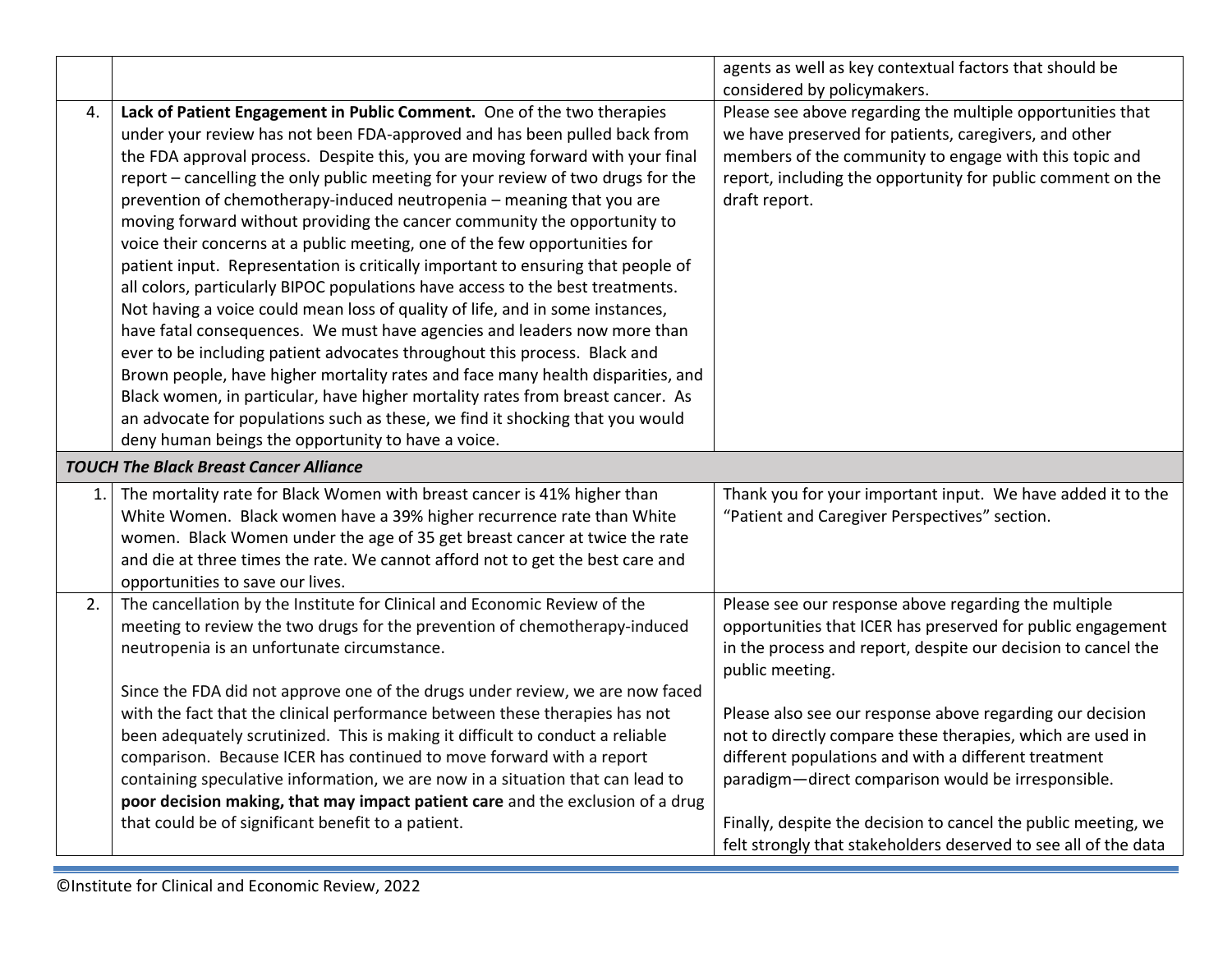| | | |
|---|---|---|
| | | agents as well as key contextual factors that should be considered by policymakers. |
| 4. | **Lack of Patient Engagement in Public Comment.** One of the two therapies under your review has not been FDA-approved and has been pulled back from the FDA approval process. Despite this, you are moving forward with your final report – cancelling the only public meeting for your review of two drugs for the prevention of chemotherapy-induced neutropenia – meaning that you are moving forward without providing the cancer community the opportunity to voice their concerns at a public meeting, one of the few opportunities for patient input. Representation is critically important to ensuring that people of all colors, particularly BIPOC populations have access to the best treatments. Not having a voice could mean loss of quality of life, and in some instances, have fatal consequences. We must have agencies and leaders now more than ever to be including patient advocates throughout this process. Black and Brown people, have higher mortality rates and face many health disparities, and Black women, in particular, have higher mortality rates from breast cancer. As an advocate for populations such as these, we find it shocking that you would deny human beings the opportunity to have a voice. | Please see above regarding the multiple opportunities that we have preserved for patients, caregivers, and other members of the community to engage with this topic and report, including the opportunity for public comment on the draft report. |
| ***TOUCH The Black Breast Cancer Alliance*** | | |
| 1. | The mortality rate for Black Women with breast cancer is 41% higher than White Women. Black women have a 39% higher recurrence rate than White women. Black Women under the age of 35 get breast cancer at twice the rate and die at three times the rate. We cannot afford not to get the best care and opportunities to save our lives. | Thank you for your important input. We have added it to the "Patient and Caregiver Perspectives" section. |
| 2. | The cancellation by the Institute for Clinical and Economic Review of the meeting to review the two drugs for the prevention of chemotherapy-induced neutropenia is an unfortunate circumstance.<br><br>Since the FDA did not approve one of the drugs under review, we are now faced with the fact that the clinical performance between these therapies has not been adequately scrutinized. This is making it difficult to conduct a reliable comparison. Because ICER has continued to move forward with a report containing speculative information, we are now in a situation that can lead to **poor decision making, that may impact patient care** and the exclusion of a drug that could be of significant benefit to a patient. | Please see our response above regarding the multiple opportunities that ICER has preserved for public engagement in the process and report, despite our decision to cancel the public meeting.<br><br>Please also see our response above regarding our decision not to directly compare these therapies, which are used in different populations and with a different treatment paradigm—direct comparison would be irresponsible.<br><br>Finally, despite the decision to cancel the public meeting, we felt strongly that stakeholders deserved to see all of the data |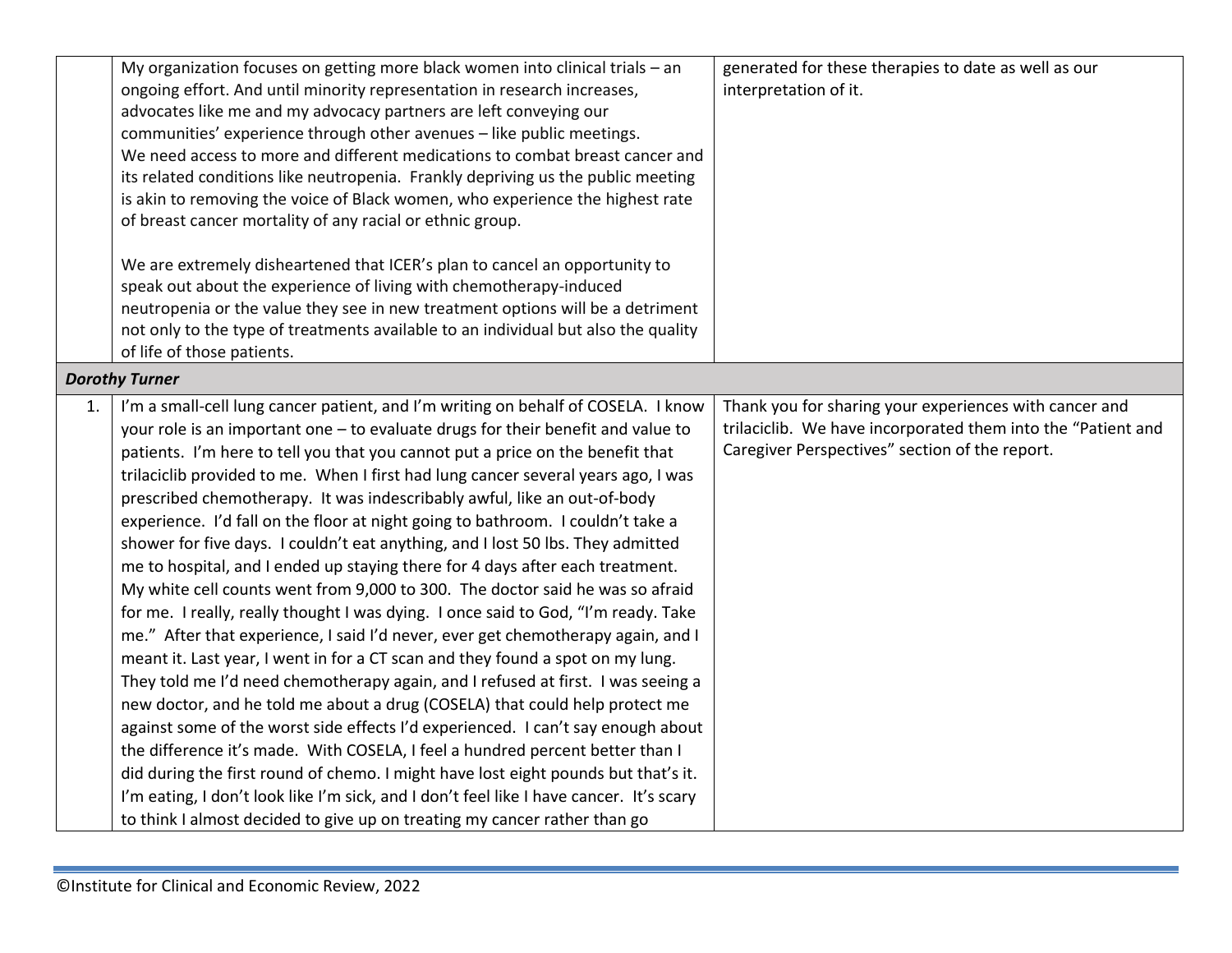| | | |
|---|---|---|
| | My organization focuses on getting more black women into clinical trials – an ongoing effort. And until minority representation in research increases, advocates like me and my advocacy partners are left conveying our communities' experience through other avenues – like public meetings. We need access to more and different medications to combat breast cancer and its related conditions like neutropenia. Frankly depriving us the public meeting is akin to removing the voice of Black women, who experience the highest rate of breast cancer mortality of any racial or ethnic group.<br><br>We are extremely disheartened that ICER's plan to cancel an opportunity to speak out about the experience of living with chemotherapy-induced neutropenia or the value they see in new treatment options will be a detriment not only to the type of treatments available to an individual but also the quality of life of those patients. | generated for these therapies to date as well as our interpretation of it. |
| ***Dorothy Turner*** | | |
| 1. | I'm a small-cell lung cancer patient, and I'm writing on behalf of COSELA. I know your role is an important one – to evaluate drugs for their benefit and value to patients. I'm here to tell you that you cannot put a price on the benefit that trilaciclib provided to me. When I first had lung cancer several years ago, I was prescribed chemotherapy. It was indescribably awful, like an out-of-body experience. I'd fall on the floor at night going to bathroom. I couldn't take a shower for five days. I couldn't eat anything, and I lost 50 lbs. They admitted me to hospital, and I ended up staying there for 4 days after each treatment. My white cell counts went from 9,000 to 300. The doctor said he was so afraid for me. I really, really thought I was dying. I once said to God, "I'm ready. Take me." After that experience, I said I'd never, ever get chemotherapy again, and I meant it. Last year, I went in for a CT scan and they found a spot on my lung. They told me I'd need chemotherapy again, and I refused at first. I was seeing a new doctor, and he told me about a drug (COSELA) that could help protect me against some of the worst side effects I'd experienced. I can't say enough about the difference it's made. With COSELA, I feel a hundred percent better than I did during the first round of chemo. I might have lost eight pounds but that's it. I'm eating, I don't look like I'm sick, and I don't feel like I have cancer. It's scary to think I almost decided to give up on treating my cancer rather than go | Thank you for sharing your experiences with cancer and trilaciclib. We have incorporated them into the "Patient and Caregiver Perspectives" section of the report. |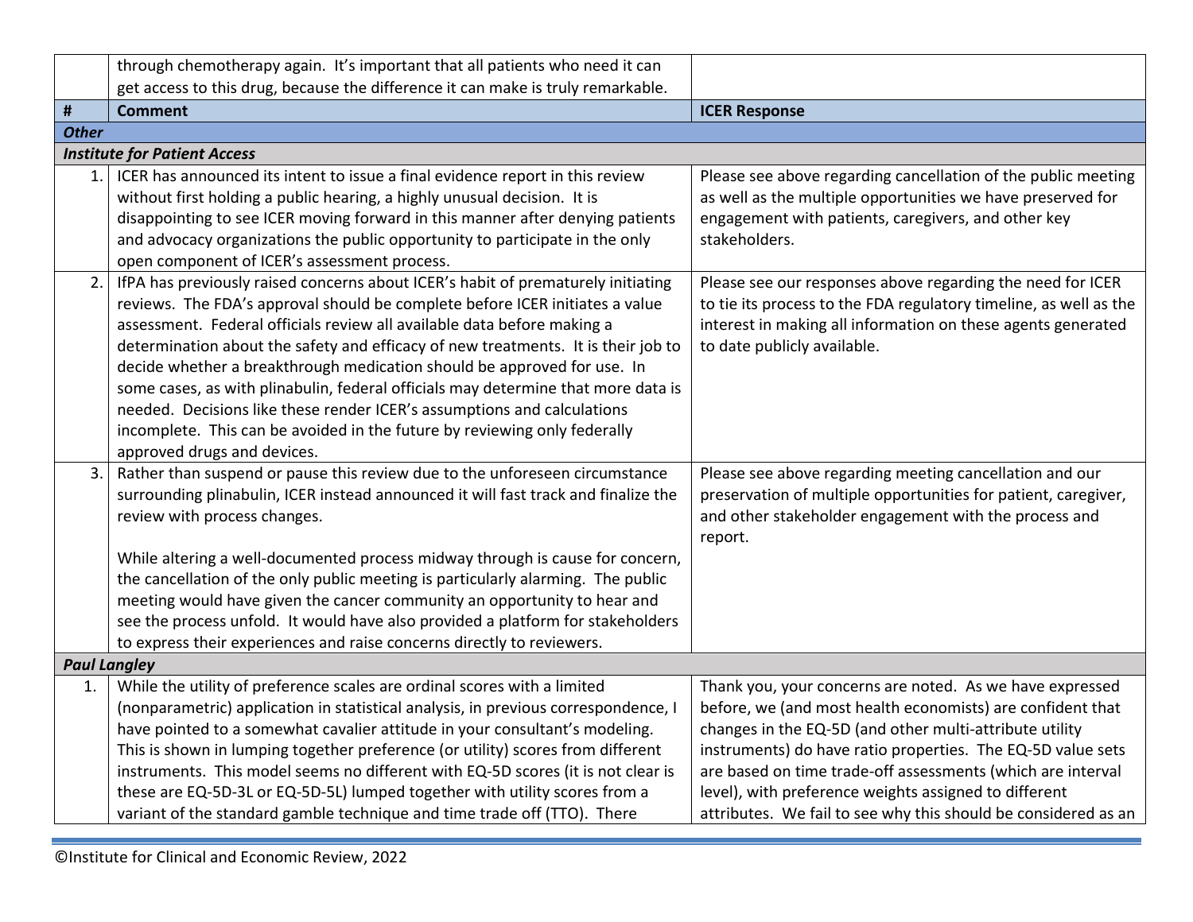| | through chemotherapy again. It's important that all patients who need it can get access to this drug, because the difference it can make is truly remarkable. | |
|---|---|---|
| **#** | **Comment** | **ICER Response** |
| ***Other*** | | |
| ***Institute for Patient Access*** | | |
| 1. | ICER has announced its intent to issue a final evidence report in this review without first holding a public hearing, a highly unusual decision. It is disappointing to see ICER moving forward in this manner after denying patients and advocacy organizations the public opportunity to participate in the only open component of ICER's assessment process. | Please see above regarding cancellation of the public meeting as well as the multiple opportunities we have preserved for engagement with patients, caregivers, and other key stakeholders. |
| 2. | IfPA has previously raised concerns about ICER's habit of prematurely initiating reviews. The FDA's approval should be complete before ICER initiates a value assessment. Federal officials review all available data before making a determination about the safety and efficacy of new treatments. It is their job to decide whether a breakthrough medication should be approved for use. In some cases, as with plinabulin, federal officials may determine that more data is needed. Decisions like these render ICER's assumptions and calculations incomplete. This can be avoided in the future by reviewing only federally approved drugs and devices. | Please see our responses above regarding the need for ICER to tie its process to the FDA regulatory timeline, as well as the interest in making all information on these agents generated to date publicly available. |
| 3. | Rather than suspend or pause this review due to the unforeseen circumstance surrounding plinabulin, ICER instead announced it will fast track and finalize the review with process changes.<br><br>While altering a well-documented process midway through is cause for concern, the cancellation of the only public meeting is particularly alarming. The public meeting would have given the cancer community an opportunity to hear and see the process unfold. It would have also provided a platform for stakeholders to express their experiences and raise concerns directly to reviewers. | Please see above regarding meeting cancellation and our preservation of multiple opportunities for patient, caregiver, and other stakeholder engagement with the process and report. |
| ***Paul Langley*** | | |
| 1. | While the utility of preference scales are ordinal scores with a limited (nonparametric) application in statistical analysis, in previous correspondence, I have pointed to a somewhat cavalier attitude in your consultant's modeling. This is shown in lumping together preference (or utility) scores from different instruments. This model seems no different with EQ-5D scores (it is not clear is these are EQ-5D-3L or EQ-5D-5L) lumped together with utility scores from a variant of the standard gamble technique and time trade off (TTO). There | Thank you, your concerns are noted. As we have expressed before, we (and most health economists) are confident that changes in the EQ-5D (and other multi-attribute utility instruments) do have ratio properties. The EQ-5D value sets are based on time trade-off assessments (which are interval level), with preference weights assigned to different attributes. We fail to see why this should be considered as an |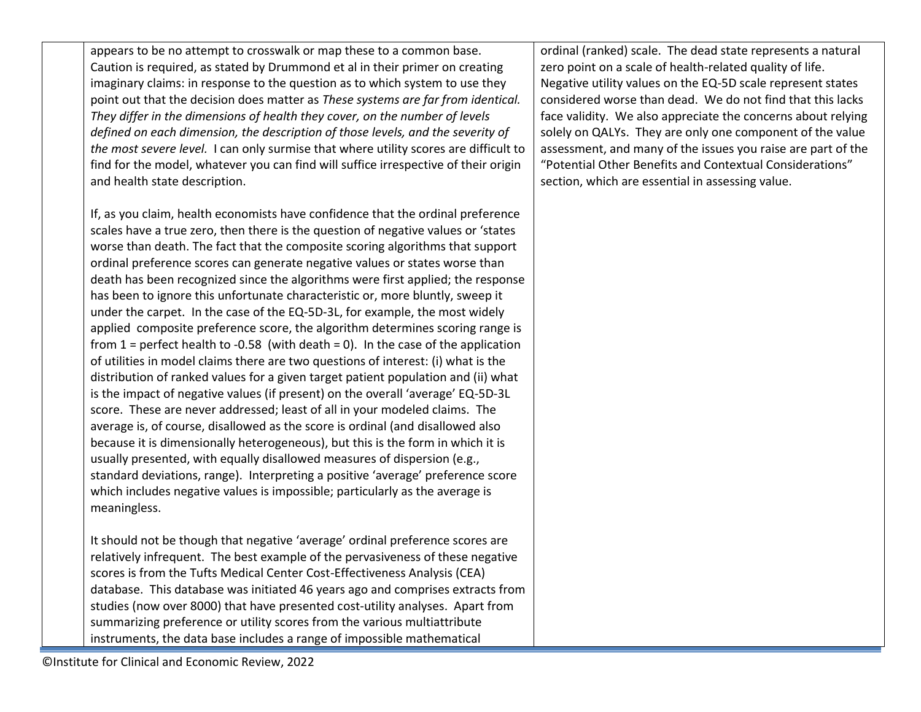| | | |
|---|---|---|
| | appears to be no attempt to crosswalk or map these to a common base. Caution is required, as stated by Drummond et al in their primer on creating imaginary claims: in response to the question as to which system to use they point out that the decision does matter as *These systems are far from identical. They differ in the dimensions of health they cover, on the number of levels defined on each dimension, the description of those levels, and the severity of the most severe level.* I can only surmise that where utility scores are difficult to find for the model, whatever you can find will suffice irrespective of their origin and health state description.<br><br>If, as you claim, health economists have confidence that the ordinal preference scales have a true zero, then there is the question of negative values or 'states worse than death. The fact that the composite scoring algorithms that support ordinal preference scores can generate negative values or states worse than death has been recognized since the algorithms were first applied; the response has been to ignore this unfortunate characteristic or, more bluntly, sweep it under the carpet. In the case of the EQ-5D-3L, for example, the most widely applied composite preference score, the algorithm determines scoring range is from 1 = perfect health to -0.58 (with death = 0). In the case of the application of utilities in model claims there are two questions of interest: (i) what is the distribution of ranked values for a given target patient population and (ii) what is the impact of negative values (if present) on the overall 'average' EQ-5D-3L score. These are never addressed; least of all in your modeled claims. The average is, of course, disallowed as the score is ordinal (and disallowed also because it is dimensionally heterogeneous), but this is the form in which it is usually presented, with equally disallowed measures of dispersion (e.g., standard deviations, range). Interpreting a positive 'average' preference score which includes negative values is impossible; particularly as the average is meaningless.<br><br>It should not be though that negative 'average' ordinal preference scores are relatively infrequent. The best example of the pervasiveness of these negative scores is from the Tufts Medical Center Cost-Effectiveness Analysis (CEA) database. This database was initiated 46 years ago and comprises extracts from studies (now over 8000) that have presented cost-utility analyses. Apart from summarizing preference or utility scores from the various multiattribute instruments, the data base includes a range of impossible mathematical | ordinal (ranked) scale. The dead state represents a natural zero point on a scale of health-related quality of life. Negative utility values on the EQ-5D scale represent states considered worse than dead. We do not find that this lacks face validity. We also appreciate the concerns about relying solely on QALYs. They are only one component of the value assessment, and many of the issues you raise are part of the "Potential Other Benefits and Contextual Considerations" section, which are essential in assessing value. |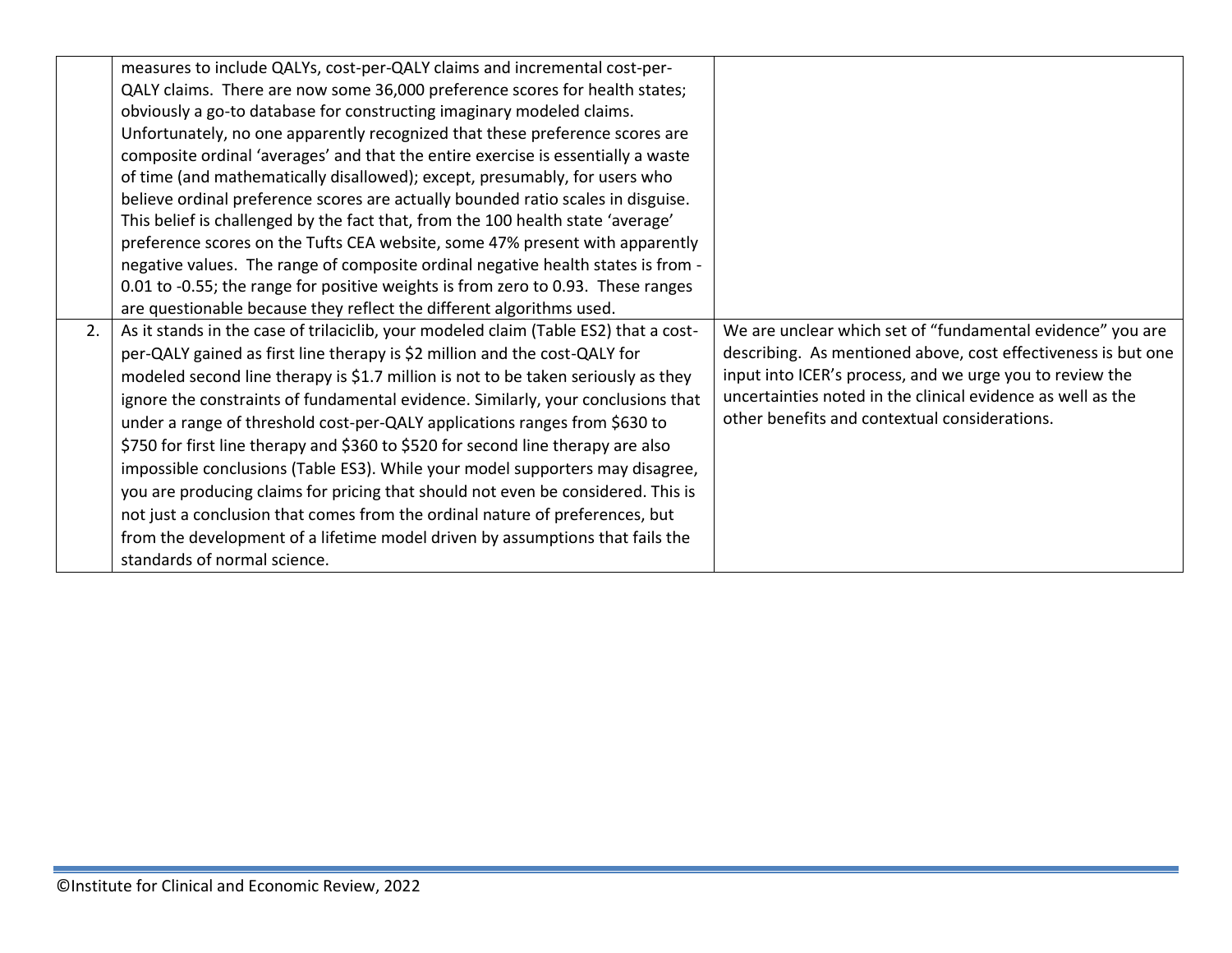| | | |
|---|---|---|
| | measures to include QALYs, cost-per-QALY claims and incremental cost-per-QALY claims. There are now some 36,000 preference scores for health states; obviously a go-to database for constructing imaginary modeled claims. Unfortunately, no one apparently recognized that these preference scores are composite ordinal 'averages' and that the entire exercise is essentially a waste of time (and mathematically disallowed); except, presumably, for users who believe ordinal preference scores are actually bounded ratio scales in disguise. This belief is challenged by the fact that, from the 100 health state 'average' preference scores on the Tufts CEA website, some 47% present with apparently negative values. The range of composite ordinal negative health states is from -0.01 to -0.55; the range for positive weights is from zero to 0.93. These ranges are questionable because they reflect the different algorithms used. | |
| 2. | As it stands in the case of trilaciclib, your modeled claim (Table ES2) that a cost-per-QALY gained as first line therapy is $2 million and the cost-QALY for modeled second line therapy is $1.7 million is not to be taken seriously as they ignore the constraints of fundamental evidence. Similarly, your conclusions that under a range of threshold cost-per-QALY applications ranges from $630 to $750 for first line therapy and $360 to $520 for second line therapy are also impossible conclusions (Table ES3). While your model supporters may disagree, you are producing claims for pricing that should not even be considered. This is not just a conclusion that comes from the ordinal nature of preferences, but from the development of a lifetime model driven by assumptions that fails the standards of normal science. | We are unclear which set of "fundamental evidence" you are describing. As mentioned above, cost effectiveness is but one input into ICER's process, and we urge you to review the uncertainties noted in the clinical evidence as well as the other benefits and contextual considerations. |